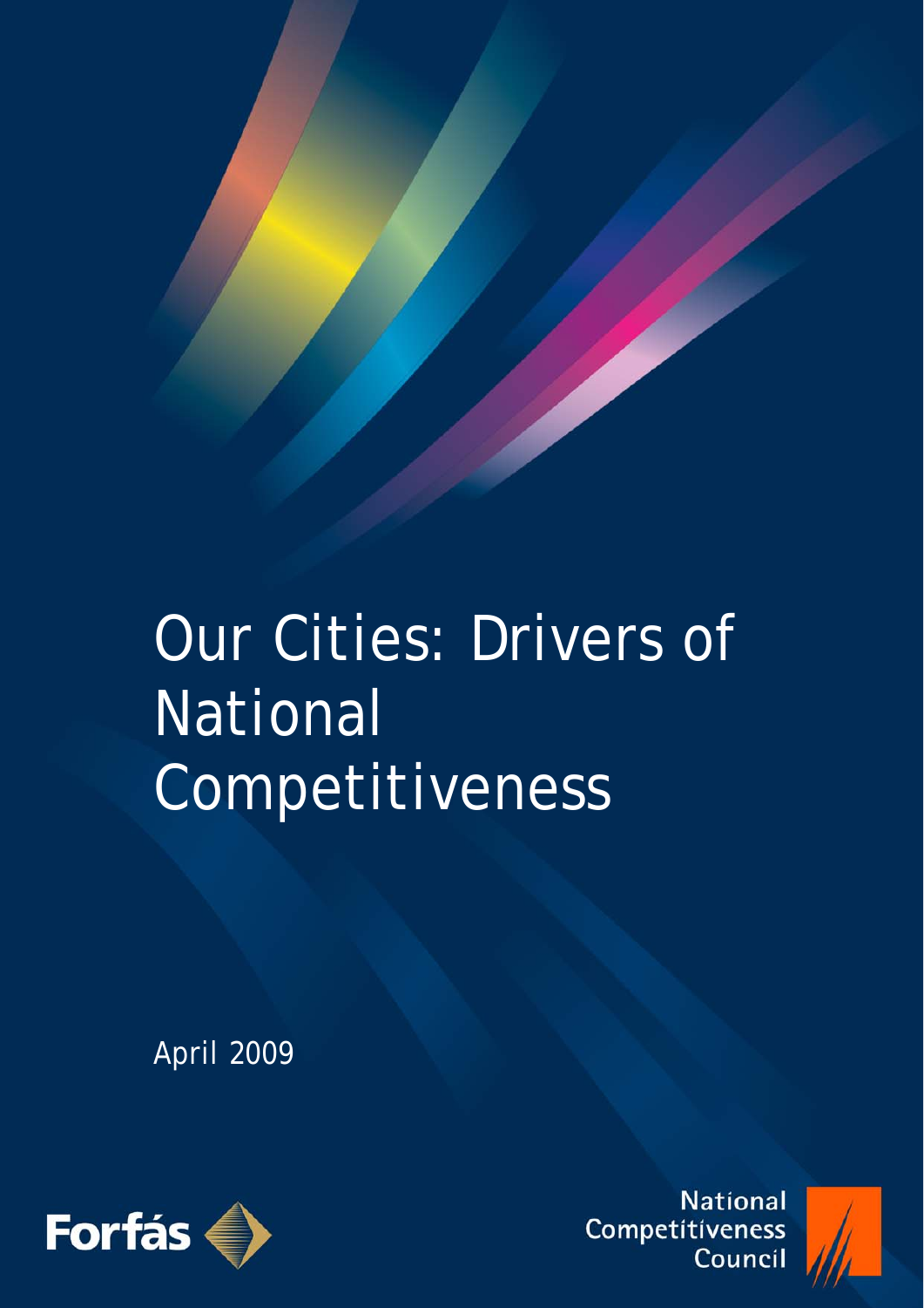# Our Cities: Drivers of National Competitiveness

April 2009

Forfás

National Competitiveness Council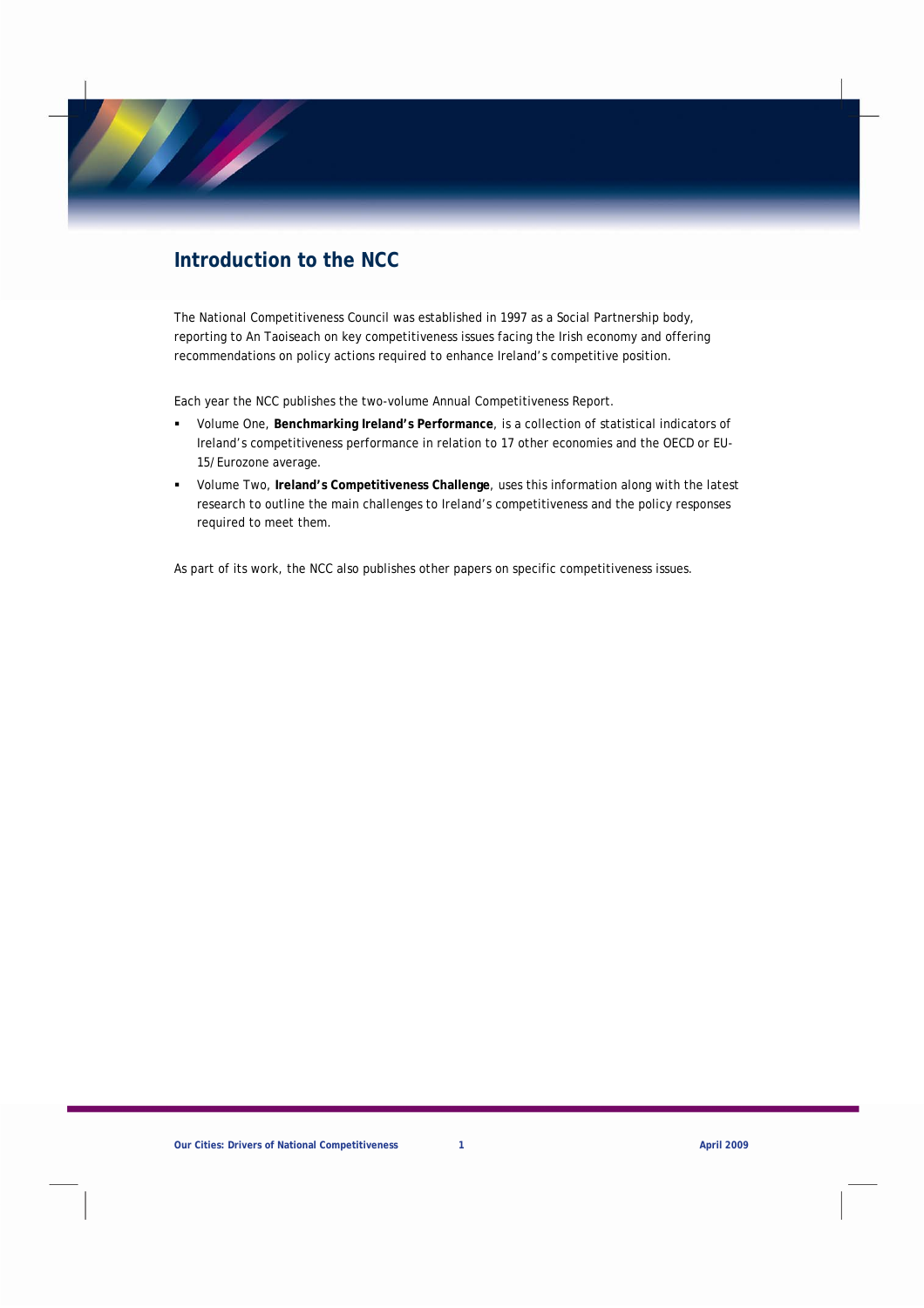## Introduction to the NCC

The National Competitiveness Council was established in 1997 as a Social Partnership body, reporting to An Taoiseach on key competitiveness issues facing the Irish economy and offering recommendations on policy actions required to enhance Ireland's competitive position.

Each year the NCC publishes the two-volume Annual Competitiveness Report.

- Volume One, **Benchmarking Ireland's Performance**, is a collection of statistical indicators of Ireland's competitiveness performance in relation to 17 other economies and the OECD or EU-15/Eurozone average.
- Volume Two, **Ireland's Competitiveness Challenge**, uses this information along with the latest research to outline the main challenges to Ireland's competitiveness and the policy responses required to meet them.

As part of its work, the NCC also publishes other papers on specific competitiveness issues.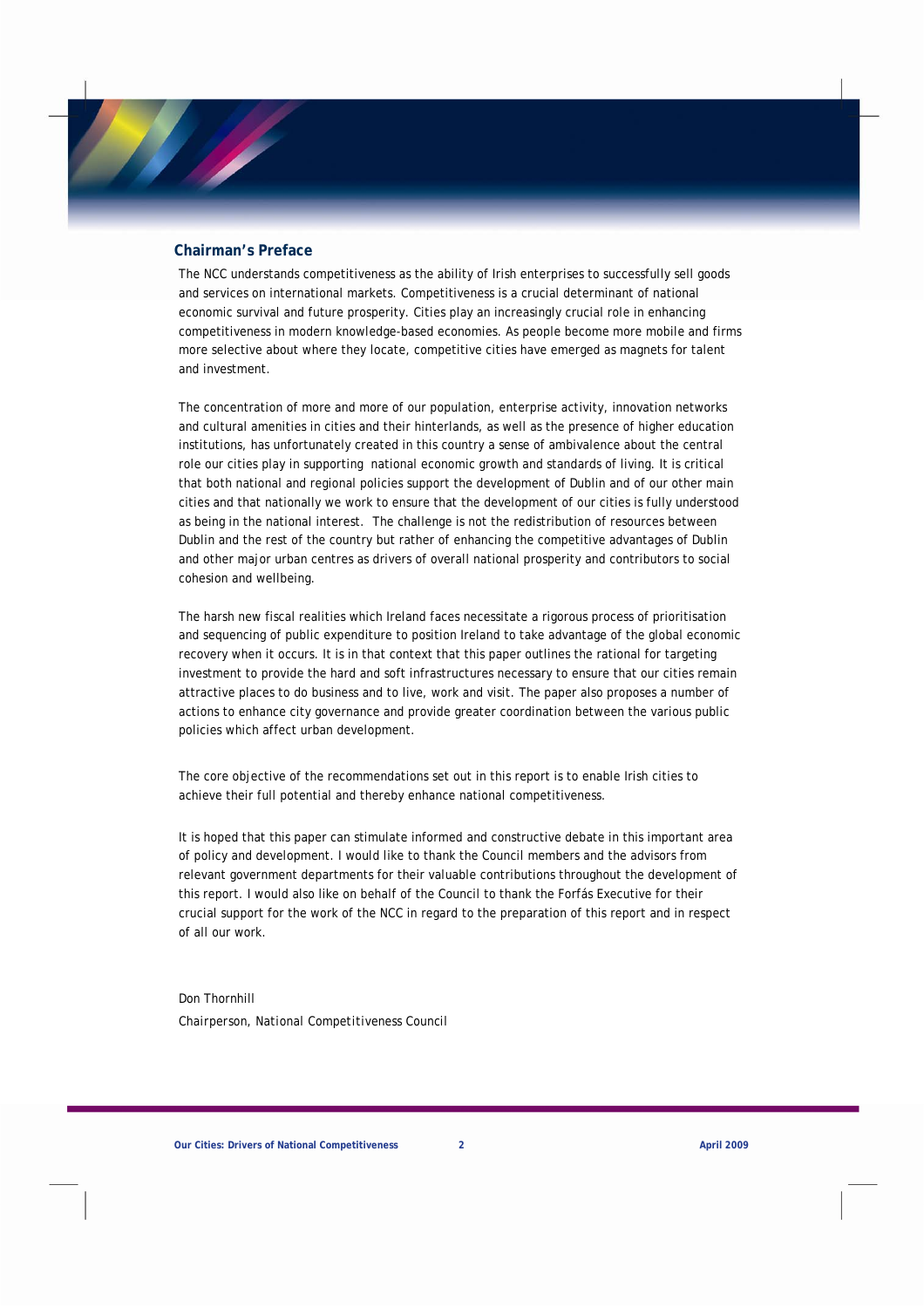## Chairman's Preface

The NCC understands competitiveness as the ability of Irish enterprises to successfully sell goods and services on international markets. Competitiveness is a crucial determinant of national economic survival and future prosperity. Cities play an increasingly crucial role in enhancing competitiveness in modern knowledge-based economies. As people become more mobile and firms more selective about where they locate, competitive cities have emerged as magnets for talent and investment.

The concentration of more and more of our population, enterprise activity, innovation networks and cultural amenities in cities and their hinterlands, as well as the presence of higher education institutions, has unfortunately created in this country a sense of ambivalence about the central role our cities play in supporting national economic growth and standards of living. It is critical that both national and regional policies support the development of Dublin and of our other main cities and that nationally we work to ensure that the development of our cities is fully understood as being in the national interest. The challenge is not the redistribution of resources between Dublin and the rest of the country but rather of enhancing the competitive advantages of Dublin and other major urban centres as drivers of overall national prosperity and contributors to social cohesion and wellbeing.

The harsh new fiscal realities which Ireland faces necessitate a rigorous process of prioritisation and sequencing of public expenditure to position Ireland to take advantage of the global economic recovery when it occurs. It is in that context that this paper outlines the rational for targeting investment to provide the hard and soft infrastructures necessary to ensure that our cities remain attractive places to do business and to live, work and visit. The paper also proposes a number of actions to enhance city governance and provide greater coordination between the various public policies which affect urban development.

The core objective of the recommendations set out in this report is to enable Irish cities to achieve their full potential and thereby enhance national competitiveness.

It is hoped that this paper can stimulate informed and constructive debate in this important area of policy and development. I would like to thank the Council members and the advisors from relevant government departments for their valuable contributions throughout the development of this report. I would also like on behalf of the Council to thank the Forfás Executive for their crucial support for the work of the NCC in regard to the preparation of this report and in respect of all our work.

Don Thornhill
Chairperson, National Competitiveness Council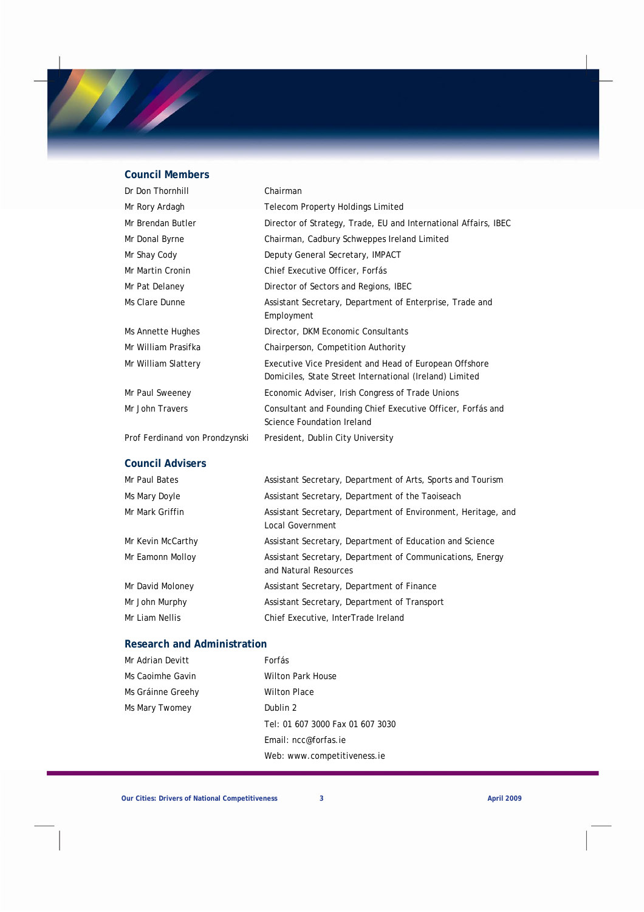## Council Members

| | |
|---|---|
| Dr Don Thornhill | Chairman |
| Mr Rory Ardagh | Telecom Property Holdings Limited |
| Mr Brendan Butler | Director of Strategy, Trade, EU and International Affairs, IBEC |
| Mr Donal Byrne | Chairman, Cadbury Schweppes Ireland Limited |
| Mr Shay Cody | Deputy General Secretary, IMPACT |
| Mr Martin Cronin | Chief Executive Officer, Forfás |
| Mr Pat Delaney | Director of Sectors and Regions, IBEC |
| Ms Clare Dunne | Assistant Secretary, Department of Enterprise, Trade and Employment |
| Ms Annette Hughes | Director, DKM Economic Consultants |
| Mr William Prasifka | Chairperson, Competition Authority |
| Mr William Slattery | Executive Vice President and Head of European Offshore Domiciles, State Street International (Ireland) Limited |
| Mr Paul Sweeney | Economic Adviser, Irish Congress of Trade Unions |
| Mr John Travers | Consultant and Founding Chief Executive Officer, Forfás and Science Foundation Ireland |
| Prof Ferdinand von Prondzynski | President, Dublin City University |

## Council Advisers

| | |
|---|---|
| Mr Paul Bates | Assistant Secretary, Department of Arts, Sports and Tourism |
| Ms Mary Doyle | Assistant Secretary, Department of the Taoiseach |
| Mr Mark Griffin | Assistant Secretary, Department of Environment, Heritage, and Local Government |
| Mr Kevin McCarthy | Assistant Secretary, Department of Education and Science |
| Mr Eamonn Molloy | Assistant Secretary, Department of Communications, Energy and Natural Resources |
| Mr David Moloney | Assistant Secretary, Department of Finance |
| Mr John Murphy | Assistant Secretary, Department of Transport |
| Mr Liam Nellis | Chief Executive, InterTrade Ireland |

## Research and Administration

| | |
|---|---|
| Mr Adrian Devitt | Forfás |
| Ms Caoimhe Gavin | Wilton Park House |
| Ms Gráinne Greehy | Wilton Place |
| Ms Mary Twomey | Dublin 2 |
| | Tel: 01 607 3000 Fax 01 607 3030 |
| | Email: ncc@forfas.ie |
| | Web: www.competitiveness.ie |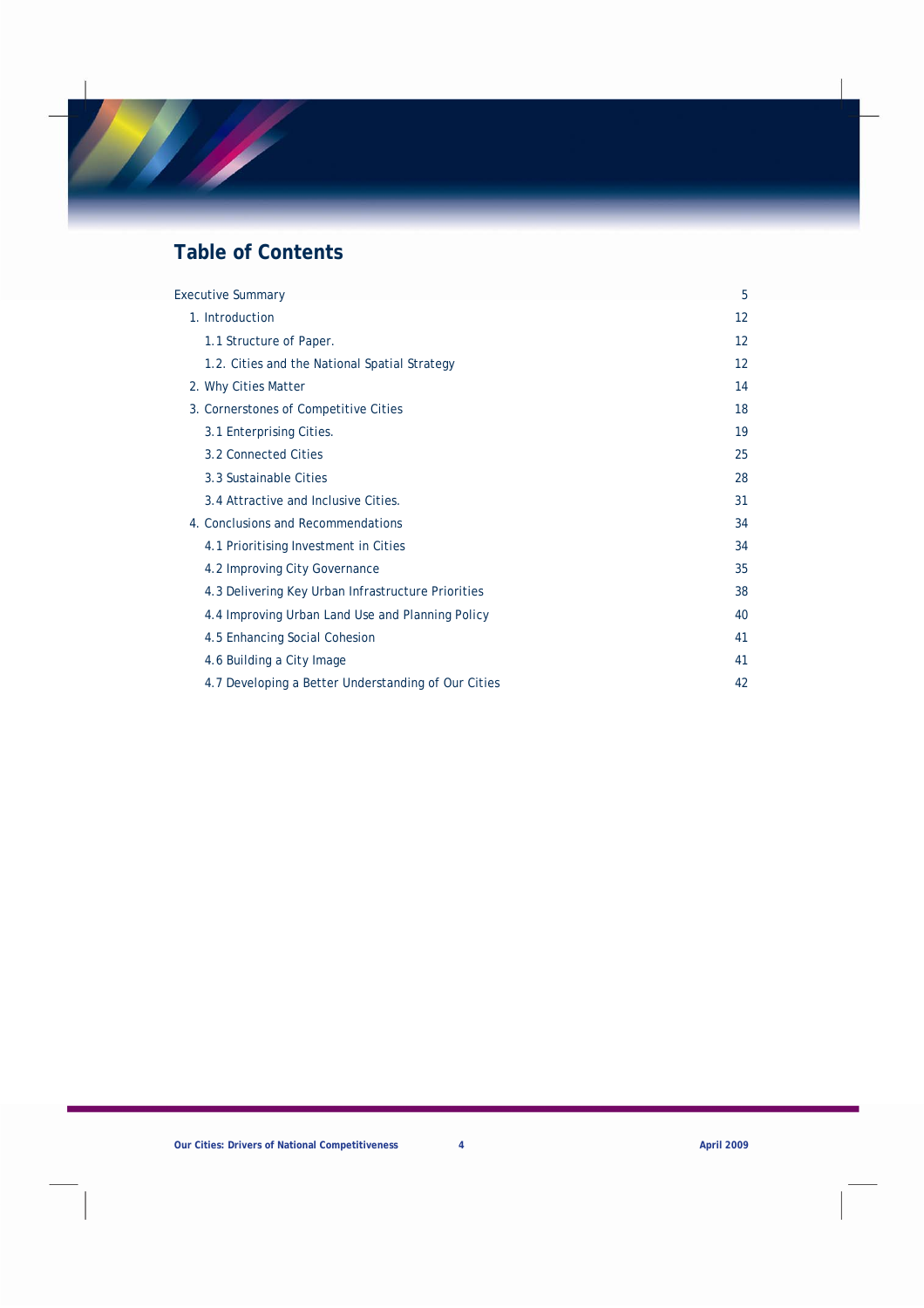# Table of Contents

| | |
|---|---|
| Executive Summary | 5 |
| 1. Introduction | 12 |
| 1.1 Structure of Paper. | 12 |
| 1.2. Cities and the National Spatial Strategy | 12 |
| 2. Why Cities Matter | 14 |
| 3. Cornerstones of Competitive Cities | 18 |
| 3.1 Enterprising Cities. | 19 |
| 3.2 Connected Cities | 25 |
| 3.3 Sustainable Cities | 28 |
| 3.4 Attractive and Inclusive Cities. | 31 |
| 4. Conclusions and Recommendations | 34 |
| 4.1 Prioritising Investment in Cities | 34 |
| 4.2 Improving City Governance | 35 |
| 4.3 Delivering Key Urban Infrastructure Priorities | 38 |
| 4.4 Improving Urban Land Use and Planning Policy | 40 |
| 4.5 Enhancing Social Cohesion | 41 |
| 4.6 Building a City Image | 41 |
| 4.7 Developing a Better Understanding of Our Cities | 42 |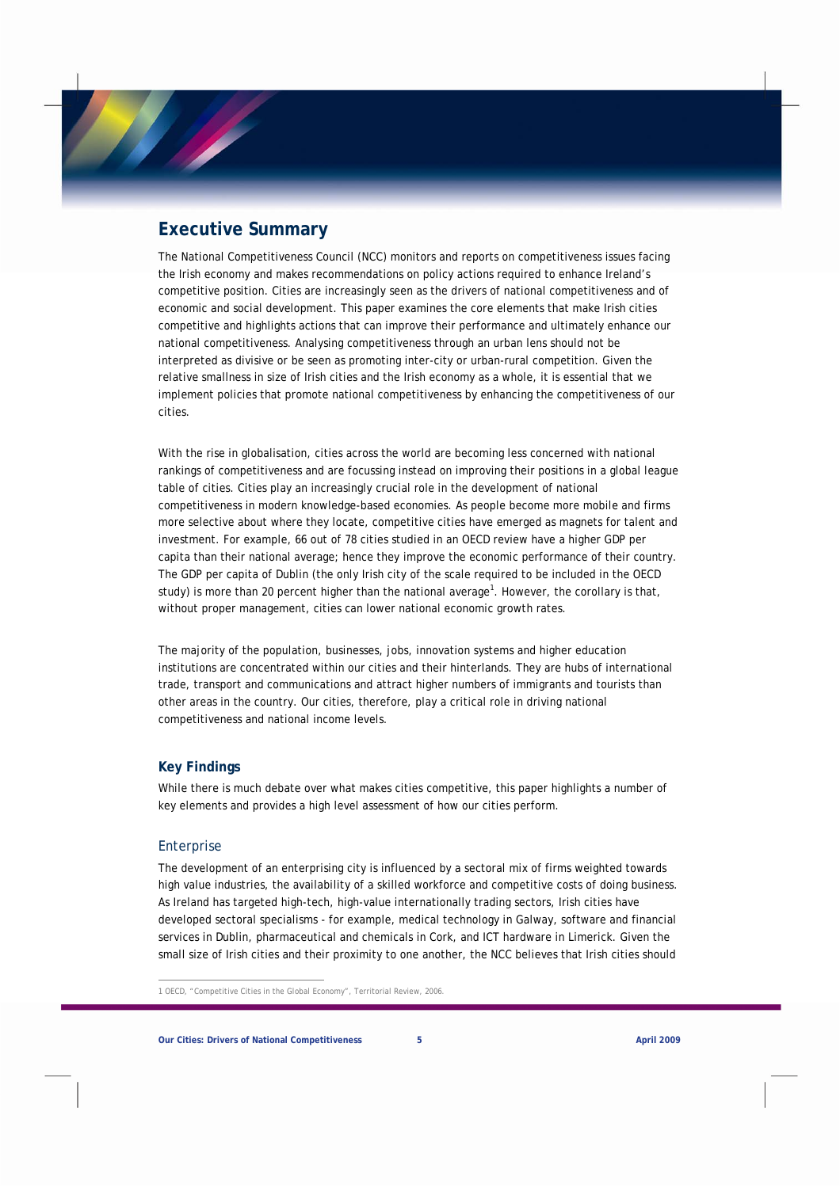## Executive Summary

The National Competitiveness Council (NCC) monitors and reports on competitiveness issues facing the Irish economy and makes recommendations on policy actions required to enhance Ireland's competitive position. Cities are increasingly seen as the drivers of national competitiveness and of economic and social development. This paper examines the core elements that make Irish cities competitive and highlights actions that can improve their performance and ultimately enhance our national competitiveness. Analysing competitiveness through an urban lens should not be interpreted as divisive or be seen as promoting inter-city or urban-rural competition. Given the relative smallness in size of Irish cities and the Irish economy as a whole, it is essential that we implement policies that promote national competitiveness by enhancing the competitiveness of our cities.

With the rise in globalisation, cities across the world are becoming less concerned with national rankings of competitiveness and are focussing instead on improving their positions in a global league table of cities. Cities play an increasingly crucial role in the development of national competitiveness in modern knowledge-based economies. As people become more mobile and firms more selective about where they locate, competitive cities have emerged as magnets for talent and investment. For example, 66 out of 78 cities studied in an OECD review have a higher GDP per capita than their national average; hence they improve the economic performance of their country. The GDP per capita of Dublin (the only Irish city of the scale required to be included in the OECD study) is more than 20 percent higher than the national average[1]. However, the corollary is that, without proper management, cities can lower national economic growth rates.

The majority of the population, businesses, jobs, innovation systems and higher education institutions are concentrated within our cities and their hinterlands. They are hubs of international trade, transport and communications and attract higher numbers of immigrants and tourists than other areas in the country. Our cities, therefore, play a critical role in driving national competitiveness and national income levels.

### Key Findings

While there is much debate over what makes cities competitive, this paper highlights a number of key elements and provides a high level assessment of how our cities perform.

#### Enterprise

The development of an enterprising city is influenced by a sectoral mix of firms weighted towards high value industries, the availability of a skilled workforce and competitive costs of doing business. As Ireland has targeted high-tech, high-value internationally trading sectors, Irish cities have developed sectoral specialisms - for example, medical technology in Galway, software and financial services in Dublin, pharmaceutical and chemicals in Cork, and ICT hardware in Limerick. Given the small size of Irish cities and their proximity to one another, the NCC believes that Irish cities should

1 OECD, "Competitive Cities in the Global Economy", Territorial Review, 2006.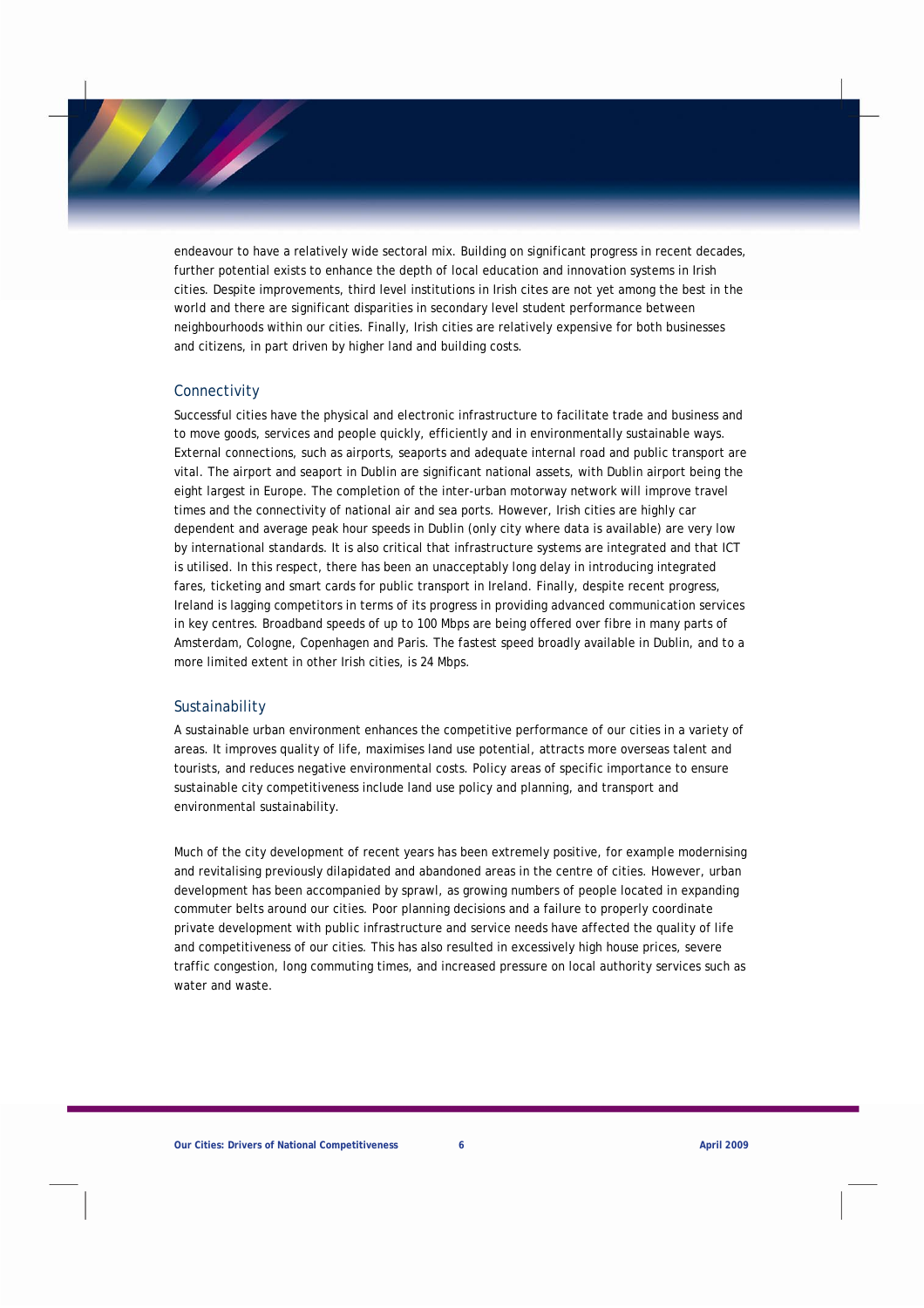endeavour to have a relatively wide sectoral mix. Building on significant progress in recent decades, further potential exists to enhance the depth of local education and innovation systems in Irish cities. Despite improvements, third level institutions in Irish cites are not yet among the best in the world and there are significant disparities in secondary level student performance between neighbourhoods within our cities. Finally, Irish cities are relatively expensive for both businesses and citizens, in part driven by higher land and building costs.

## Connectivity

Successful cities have the physical and electronic infrastructure to facilitate trade and business and to move goods, services and people quickly, efficiently and in environmentally sustainable ways. External connections, such as airports, seaports and adequate internal road and public transport are vital. The airport and seaport in Dublin are significant national assets, with Dublin airport being the eight largest in Europe. The completion of the inter-urban motorway network will improve travel times and the connectivity of national air and sea ports. However, Irish cities are highly car dependent and average peak hour speeds in Dublin (only city where data is available) are very low by international standards. It is also critical that infrastructure systems are integrated and that ICT is utilised. In this respect, there has been an unacceptably long delay in introducing integrated fares, ticketing and smart cards for public transport in Ireland. Finally, despite recent progress, Ireland is lagging competitors in terms of its progress in providing advanced communication services in key centres. Broadband speeds of up to 100 Mbps are being offered over fibre in many parts of Amsterdam, Cologne, Copenhagen and Paris. The fastest speed broadly available in Dublin, and to a more limited extent in other Irish cities, is 24 Mbps.

## Sustainability

A sustainable urban environment enhances the competitive performance of our cities in a variety of areas. It improves quality of life, maximises land use potential, attracts more overseas talent and tourists, and reduces negative environmental costs. Policy areas of specific importance to ensure sustainable city competitiveness include land use policy and planning, and transport and environmental sustainability.

Much of the city development of recent years has been extremely positive, for example modernising and revitalising previously dilapidated and abandoned areas in the centre of cities. However, urban development has been accompanied by sprawl, as growing numbers of people located in expanding commuter belts around our cities. Poor planning decisions and a failure to properly coordinate private development with public infrastructure and service needs have affected the quality of life and competitiveness of our cities. This has also resulted in excessively high house prices, severe traffic congestion, long commuting times, and increased pressure on local authority services such as water and waste.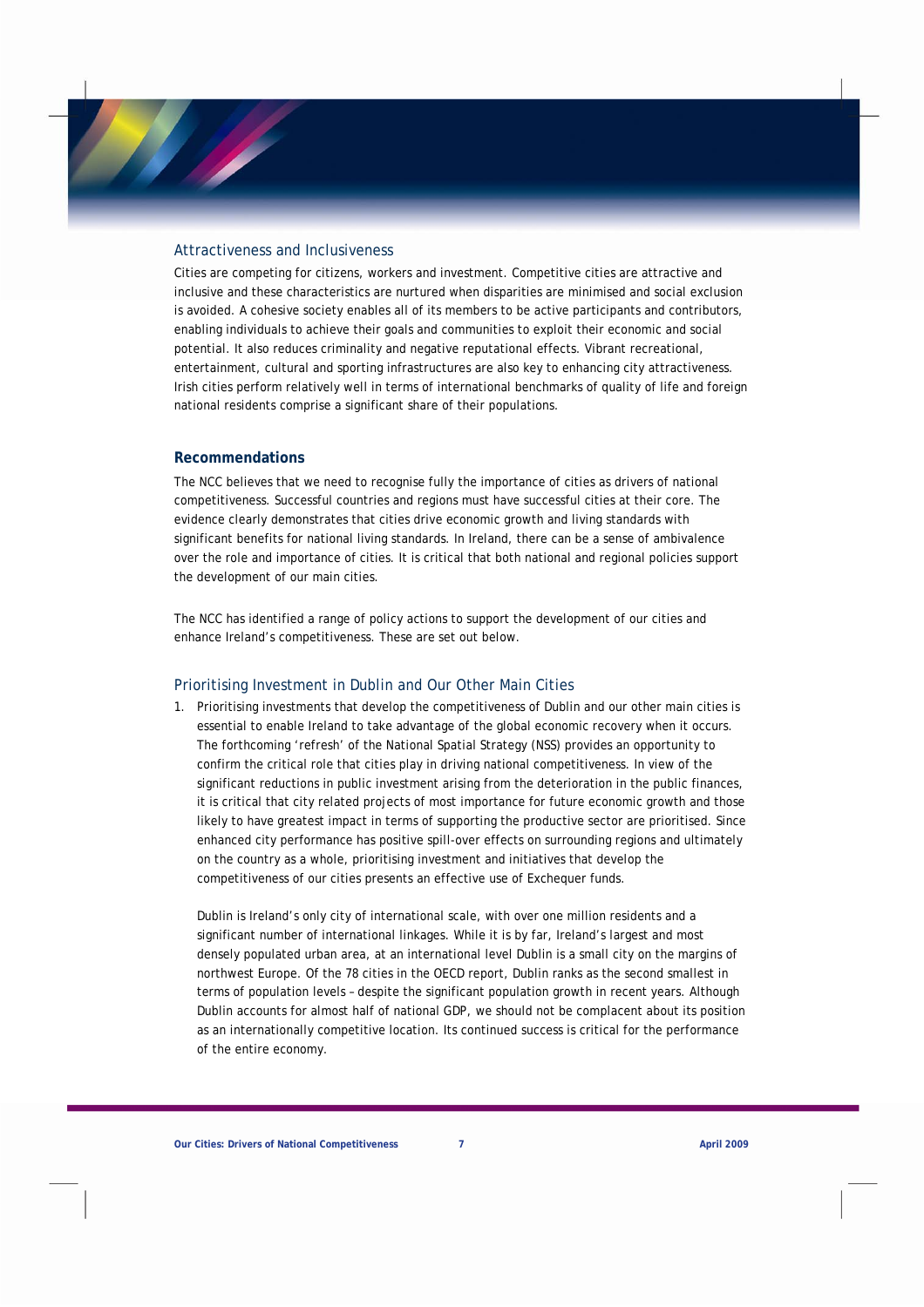### Attractiveness and Inclusiveness

Cities are competing for citizens, workers and investment. Competitive cities are attractive and inclusive and these characteristics are nurtured when disparities are minimised and social exclusion is avoided. A cohesive society enables all of its members to be active participants and contributors, enabling individuals to achieve their goals and communities to exploit their economic and social potential. It also reduces criminality and negative reputational effects. Vibrant recreational, entertainment, cultural and sporting infrastructures are also key to enhancing city attractiveness. Irish cities perform relatively well in terms of international benchmarks of quality of life and foreign national residents comprise a significant share of their populations.

## Recommendations

The NCC believes that we need to recognise fully the importance of cities as drivers of national competitiveness. Successful countries and regions must have successful cities at their core. The evidence clearly demonstrates that cities drive economic growth and living standards with significant benefits for national living standards. In Ireland, there can be a sense of ambivalence over the role and importance of cities. It is critical that both national and regional policies support the development of our main cities.

The NCC has identified a range of policy actions to support the development of our cities and enhance Ireland's competitiveness. These are set out below.

### Prioritising Investment in Dublin and Our Other Main Cities

1. Prioritising investments that develop the competitiveness of Dublin and our other main cities is essential to enable Ireland to take advantage of the global economic recovery when it occurs. The forthcoming 'refresh' of the National Spatial Strategy (NSS) provides an opportunity to confirm the critical role that cities play in driving national competitiveness. In view of the significant reductions in public investment arising from the deterioration in the public finances, it is critical that city related projects of most importance for future economic growth and those likely to have greatest impact in terms of supporting the productive sector are prioritised. Since enhanced city performance has positive spill-over effects on surrounding regions and ultimately on the country as a whole, prioritising investment and initiatives that develop the competitiveness of our cities presents an effective use of Exchequer funds.

   Dublin is Ireland's only city of international scale, with over one million residents and a significant number of international linkages. While it is by far, Ireland's largest and most densely populated urban area, at an international level Dublin is a small city on the margins of northwest Europe. Of the 78 cities in the OECD report, Dublin ranks as the second smallest in terms of population levels – despite the significant population growth in recent years. Although Dublin accounts for almost half of national GDP, we should not be complacent about its position as an internationally competitive location. Its continued success is critical for the performance of the entire economy.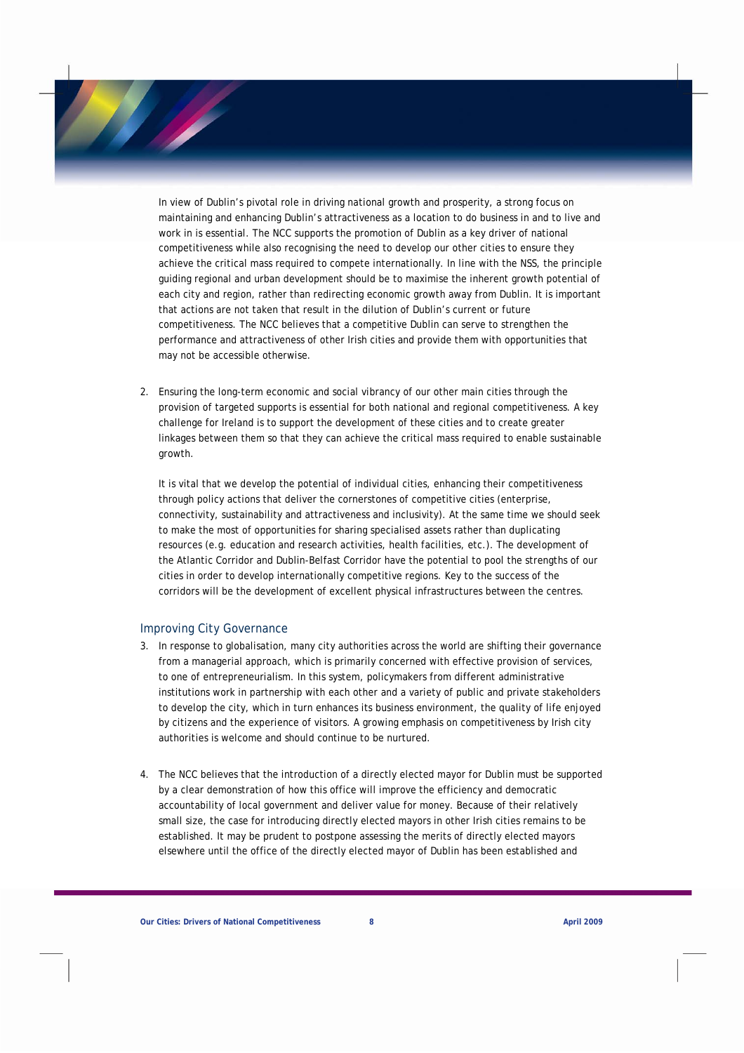In view of Dublin's pivotal role in driving national growth and prosperity, a strong focus on maintaining and enhancing Dublin's attractiveness as a location to do business in and to live and work in is essential. The NCC supports the promotion of Dublin as a key driver of national competitiveness while also recognising the need to develop our other cities to ensure they achieve the critical mass required to compete internationally. In line with the NSS, the principle guiding regional and urban development should be to maximise the inherent growth potential of each city and region, rather than redirecting economic growth away from Dublin. It is important that actions are not taken that result in the dilution of Dublin's current or future competitiveness. The NCC believes that a competitive Dublin can serve to strengthen the performance and attractiveness of other Irish cities and provide them with opportunities that may not be accessible otherwise.

2. Ensuring the long-term economic and social vibrancy of our other main cities through the provision of targeted supports is essential for both national and regional competitiveness. A key challenge for Ireland is to support the development of these cities and to create greater linkages between them so that they can achieve the critical mass required to enable sustainable growth.

   It is vital that we develop the potential of individual cities, enhancing their competitiveness through policy actions that deliver the cornerstones of competitive cities (enterprise, connectivity, sustainability and attractiveness and inclusivity). At the same time we should seek to make the most of opportunities for sharing specialised assets rather than duplicating resources (e.g. education and research activities, health facilities, etc.). The development of the Atlantic Corridor and Dublin-Belfast Corridor have the potential to pool the strengths of our cities in order to develop internationally competitive regions. Key to the success of the corridors will be the development of excellent physical infrastructures between the centres.

## Improving City Governance

3. In response to globalisation, many city authorities across the world are shifting their governance from a managerial approach, which is primarily concerned with effective provision of services, to one of entrepreneurialism. In this system, policymakers from different administrative institutions work in partnership with each other and a variety of public and private stakeholders to develop the city, which in turn enhances its business environment, the quality of life enjoyed by citizens and the experience of visitors. A growing emphasis on competitiveness by Irish city authorities is welcome and should continue to be nurtured.

4. The NCC believes that the introduction of a directly elected mayor for Dublin must be supported by a clear demonstration of how this office will improve the efficiency and democratic accountability of local government and deliver value for money. Because of their relatively small size, the case for introducing directly elected mayors in other Irish cities remains to be established. It may be prudent to postpone assessing the merits of directly elected mayors elsewhere until the office of the directly elected mayor of Dublin has been established and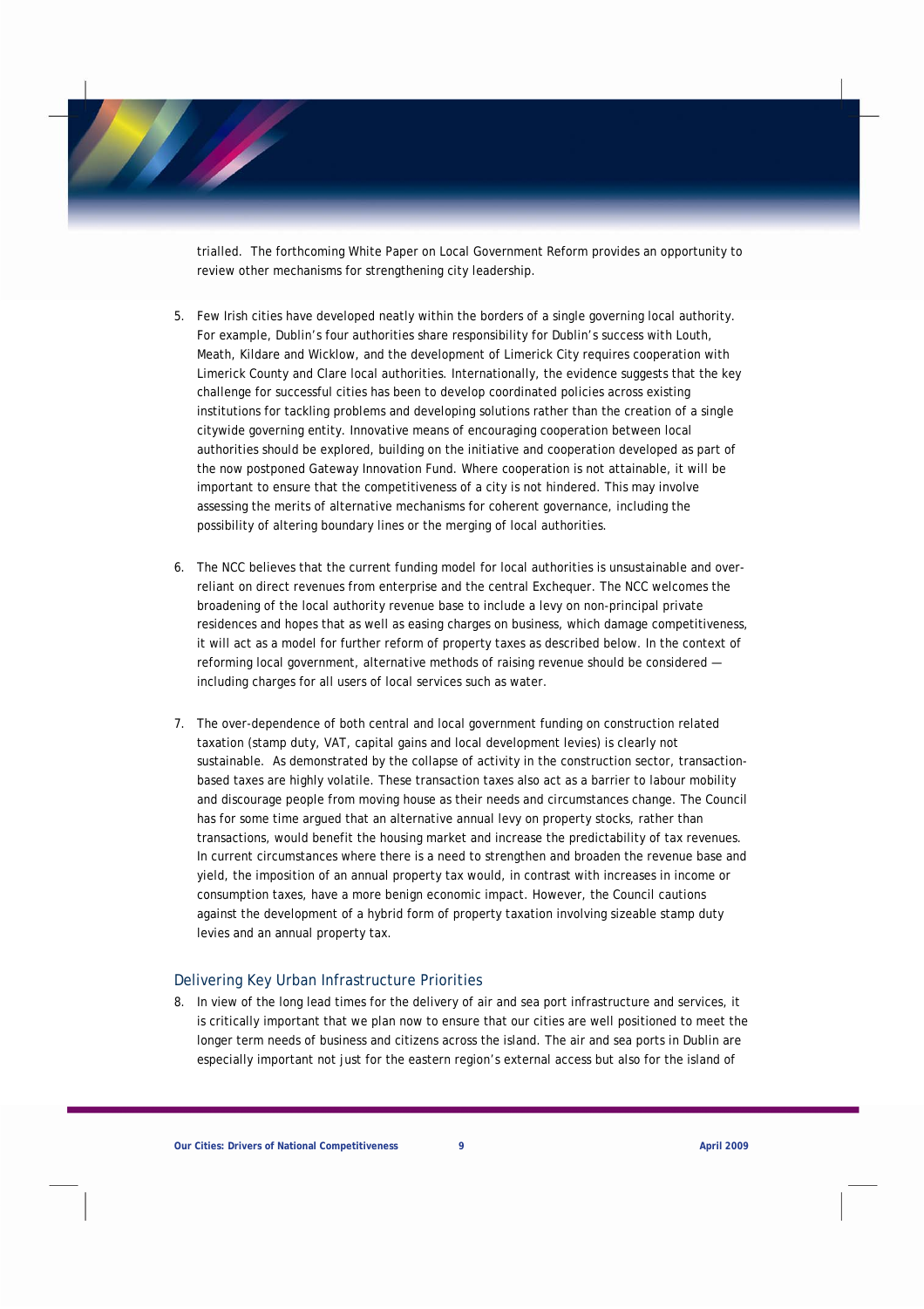trialled. The forthcoming White Paper on Local Government Reform provides an opportunity to review other mechanisms for strengthening city leadership.

5. Few Irish cities have developed neatly within the borders of a single governing local authority. For example, Dublin's four authorities share responsibility for Dublin's success with Louth, Meath, Kildare and Wicklow, and the development of Limerick City requires cooperation with Limerick County and Clare local authorities. Internationally, the evidence suggests that the key challenge for successful cities has been to develop coordinated policies across existing institutions for tackling problems and developing solutions rather than the creation of a single citywide governing entity. Innovative means of encouraging cooperation between local authorities should be explored, building on the initiative and cooperation developed as part of the now postponed Gateway Innovation Fund. Where cooperation is not attainable, it will be important to ensure that the competitiveness of a city is not hindered. This may involve assessing the merits of alternative mechanisms for coherent governance, including the possibility of altering boundary lines or the merging of local authorities.

6. The NCC believes that the current funding model for local authorities is unsustainable and over-reliant on direct revenues from enterprise and the central Exchequer. The NCC welcomes the broadening of the local authority revenue base to include a levy on non-principal private residences and hopes that as well as easing charges on business, which damage competitiveness, it will act as a model for further reform of property taxes as described below. In the context of reforming local government, alternative methods of raising revenue should be considered — including charges for all users of local services such as water.

7. The over-dependence of both central and local government funding on construction related taxation (stamp duty, VAT, capital gains and local development levies) is clearly not sustainable. As demonstrated by the collapse of activity in the construction sector, transaction-based taxes are highly volatile. These transaction taxes also act as a barrier to labour mobility and discourage people from moving house as their needs and circumstances change. The Council has for some time argued that an alternative annual levy on property stocks, rather than transactions, would benefit the housing market and increase the predictability of tax revenues. In current circumstances where there is a need to strengthen and broaden the revenue base and yield, the imposition of an annual property tax would, in contrast with increases in income or consumption taxes, have a more benign economic impact. However, the Council cautions against the development of a hybrid form of property taxation involving sizeable stamp duty levies and an annual property tax.

## Delivering Key Urban Infrastructure Priorities

8. In view of the long lead times for the delivery of air and sea port infrastructure and services, it is critically important that we plan now to ensure that our cities are well positioned to meet the longer term needs of business and citizens across the island. The air and sea ports in Dublin are especially important not just for the eastern region's external access but also for the island of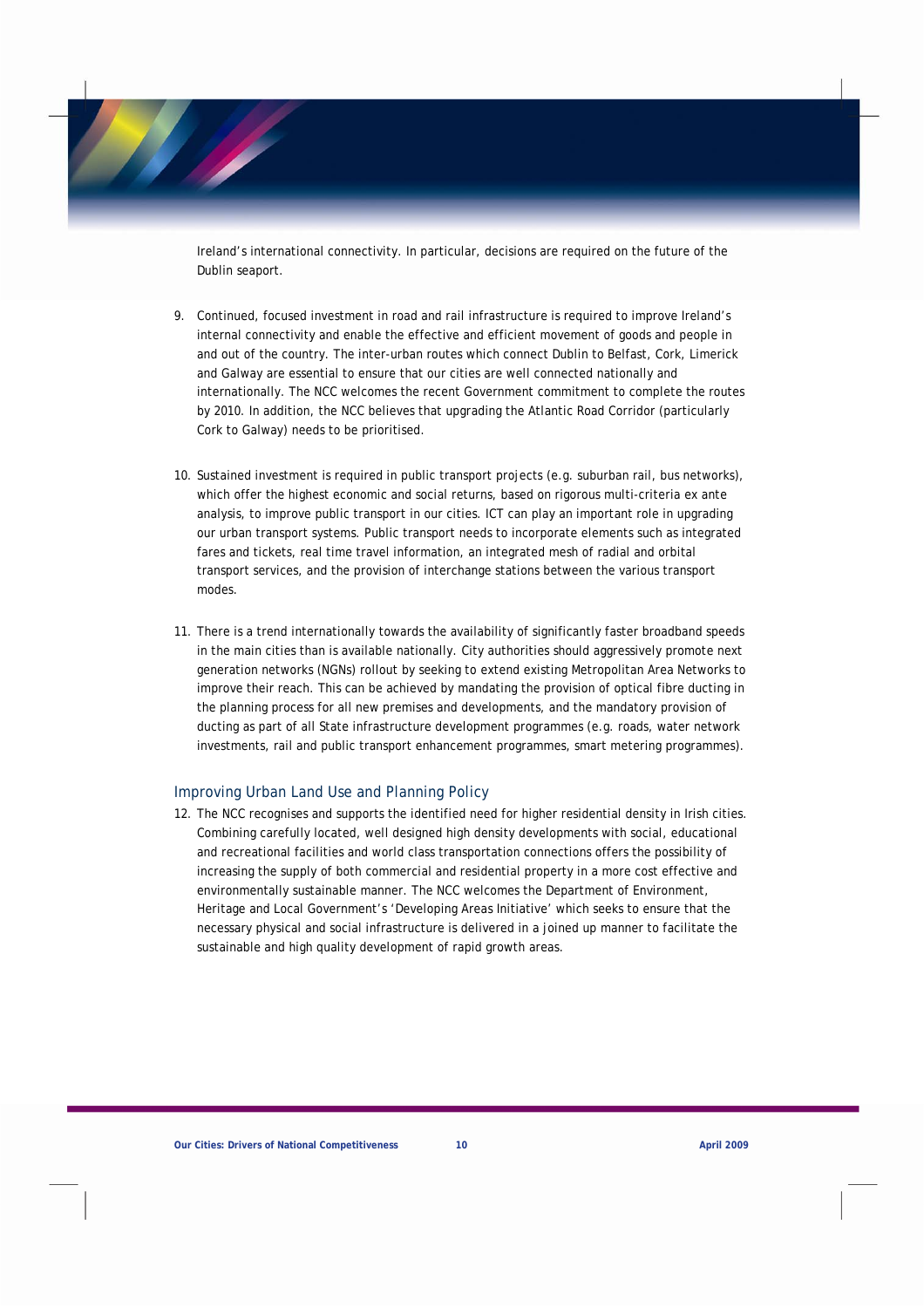Ireland's international connectivity. In particular, decisions are required on the future of the Dublin seaport.

9. Continued, focused investment in road and rail infrastructure is required to improve Ireland's internal connectivity and enable the effective and efficient movement of goods and people in and out of the country. The inter-urban routes which connect Dublin to Belfast, Cork, Limerick and Galway are essential to ensure that our cities are well connected nationally and internationally. The NCC welcomes the recent Government commitment to complete the routes by 2010. In addition, the NCC believes that upgrading the Atlantic Road Corridor (particularly Cork to Galway) needs to be prioritised.

10. Sustained investment is required in public transport projects (e.g. suburban rail, bus networks), which offer the highest economic and social returns, based on rigorous multi-criteria ex ante analysis, to improve public transport in our cities. ICT can play an important role in upgrading our urban transport systems. Public transport needs to incorporate elements such as integrated fares and tickets, real time travel information, an integrated mesh of radial and orbital transport services, and the provision of interchange stations between the various transport modes.

11. There is a trend internationally towards the availability of significantly faster broadband speeds in the main cities than is available nationally. City authorities should aggressively promote next generation networks (NGNs) rollout by seeking to extend existing Metropolitan Area Networks to improve their reach. This can be achieved by mandating the provision of optical fibre ducting in the planning process for all new premises and developments, and the mandatory provision of ducting as part of all State infrastructure development programmes (e.g. roads, water network investments, rail and public transport enhancement programmes, smart metering programmes).

## Improving Urban Land Use and Planning Policy

12. The NCC recognises and supports the identified need for higher residential density in Irish cities. Combining carefully located, well designed high density developments with social, educational and recreational facilities and world class transportation connections offers the possibility of increasing the supply of both commercial and residential property in a more cost effective and environmentally sustainable manner. The NCC welcomes the Department of Environment, Heritage and Local Government's 'Developing Areas Initiative' which seeks to ensure that the necessary physical and social infrastructure is delivered in a joined up manner to facilitate the sustainable and high quality development of rapid growth areas.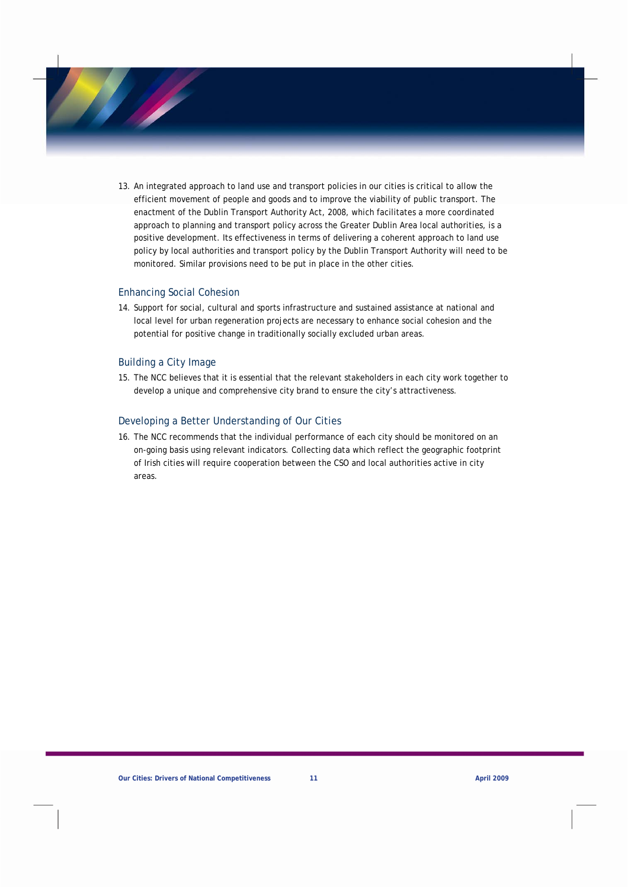13. An integrated approach to land use and transport policies in our cities is critical to allow the efficient movement of people and goods and to improve the viability of public transport. The enactment of the Dublin Transport Authority Act, 2008, which facilitates a more coordinated approach to planning and transport policy across the Greater Dublin Area local authorities, is a positive development. Its effectiveness in terms of delivering a coherent approach to land use policy by local authorities and transport policy by the Dublin Transport Authority will need to be monitored. Similar provisions need to be put in place in the other cities.

### Enhancing Social Cohesion

14. Support for social, cultural and sports infrastructure and sustained assistance at national and local level for urban regeneration projects are necessary to enhance social cohesion and the potential for positive change in traditionally socially excluded urban areas.

### Building a City Image

15. The NCC believes that it is essential that the relevant stakeholders in each city work together to develop a unique and comprehensive city brand to ensure the city's attractiveness.

### Developing a Better Understanding of Our Cities

16. The NCC recommends that the individual performance of each city should be monitored on an on-going basis using relevant indicators. Collecting data which reflect the geographic footprint of Irish cities will require cooperation between the CSO and local authorities active in city areas.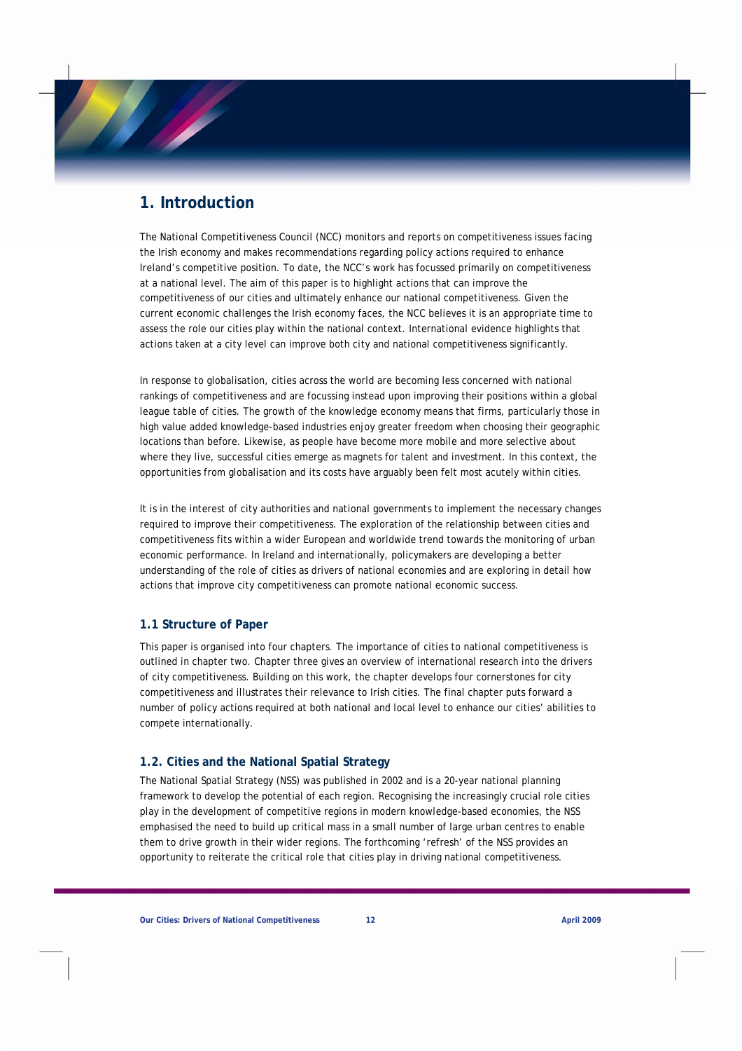# 1. Introduction

The National Competitiveness Council (NCC) monitors and reports on competitiveness issues facing the Irish economy and makes recommendations regarding policy actions required to enhance Ireland's competitive position. To date, the NCC's work has focussed primarily on competitiveness at a national level. The aim of this paper is to highlight actions that can improve the competitiveness of our cities and ultimately enhance our national competitiveness. Given the current economic challenges the Irish economy faces, the NCC believes it is an appropriate time to assess the role our cities play within the national context. International evidence highlights that actions taken at a city level can improve both city and national competitiveness significantly.

In response to globalisation, cities across the world are becoming less concerned with national rankings of competitiveness and are focussing instead upon improving their positions within a global league table of cities. The growth of the knowledge economy means that firms, particularly those in high value added knowledge-based industries enjoy greater freedom when choosing their geographic locations than before. Likewise, as people have become more mobile and more selective about where they live, successful cities emerge as magnets for talent and investment. In this context, the opportunities from globalisation and its costs have arguably been felt most acutely within cities.

It is in the interest of city authorities and national governments to implement the necessary changes required to improve their competitiveness. The exploration of the relationship between cities and competitiveness fits within a wider European and worldwide trend towards the monitoring of urban economic performance. In Ireland and internationally, policymakers are developing a better understanding of the role of cities as drivers of national economies and are exploring in detail how actions that improve city competitiveness can promote national economic success.

## 1.1 Structure of Paper

This paper is organised into four chapters. The importance of cities to national competitiveness is outlined in chapter two. Chapter three gives an overview of international research into the drivers of city competitiveness. Building on this work, the chapter develops four cornerstones for city competitiveness and illustrates their relevance to Irish cities. The final chapter puts forward a number of policy actions required at both national and local level to enhance our cities' abilities to compete internationally.

## 1.2. Cities and the National Spatial Strategy

The National Spatial Strategy (NSS) was published in 2002 and is a 20-year national planning framework to develop the potential of each region. Recognising the increasingly crucial role cities play in the development of competitive regions in modern knowledge-based economies, the NSS emphasised the need to build up critical mass in a small number of large urban centres to enable them to drive growth in their wider regions. The forthcoming 'refresh' of the NSS provides an opportunity to reiterate the critical role that cities play in driving national competitiveness.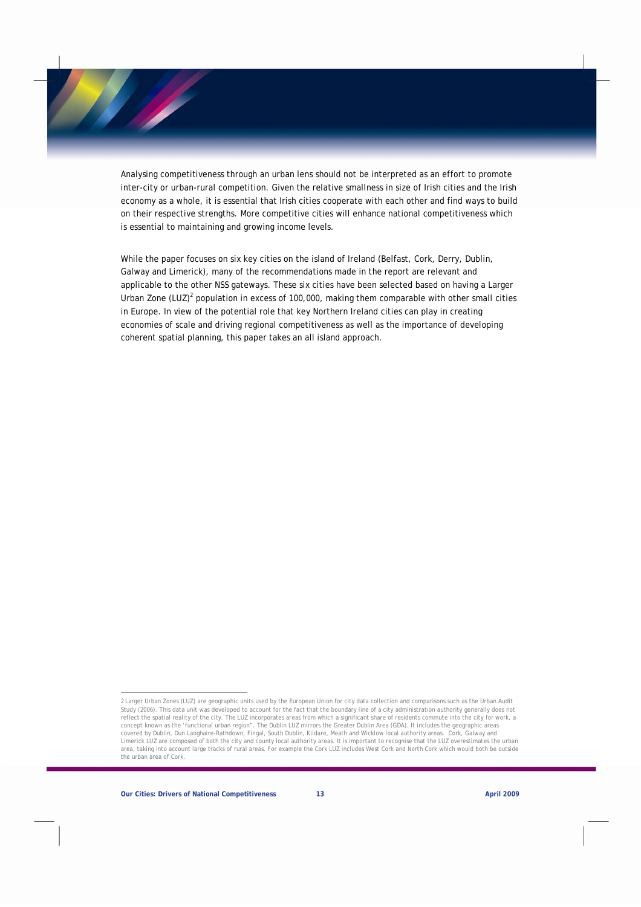Analysing competitiveness through an urban lens should not be interpreted as an effort to promote inter-city or urban-rural competition. Given the relative smallness in size of Irish cities and the Irish economy as a whole, it is essential that Irish cities cooperate with each other and find ways to build on their respective strengths. More competitive cities will enhance national competitiveness which is essential to maintaining and growing income levels.

While the paper focuses on six key cities on the island of Ireland (Belfast, Cork, Derry, Dublin, Galway and Limerick), many of the recommendations made in the report are relevant and applicable to the other NSS gateways. These six cities have been selected based on having a Larger Urban Zone (LUZ)[2] population in excess of 100,000, making them comparable with other small cities in Europe. In view of the potential role that key Northern Ireland cities can play in creating economies of scale and driving regional competitiveness as well as the importance of developing coherent spatial planning, this paper takes an all island approach.

---

2 Larger Urban Zones (LUZ) are geographic units used by the European Union for city data collection and comparisons such as the Urban Audit Study (2006). This data unit was developed to account for the fact that the boundary line of a city administration authority generally does not reflect the spatial reality of the city. The LUZ incorporates areas from which a significant share of residents commute into the city for work, a concept known as the 'functional urban region". The Dublin LUZ mirrors the Greater Dublin Area (GDA). It includes the geographic areas covered by Dublin, Dun Laoghaire-Rathdown, Fingal, South Dublin, Kildare, Meath and Wicklow local authority areas. Cork, Galway and Limerick LUZ are composed of both the city and county local authority areas. It is important to recognise that the LUZ overestimates the urban area, taking into account large tracks of rural areas. For example the Cork LUZ includes West Cork and North Cork which would both be outside the urban area of Cork.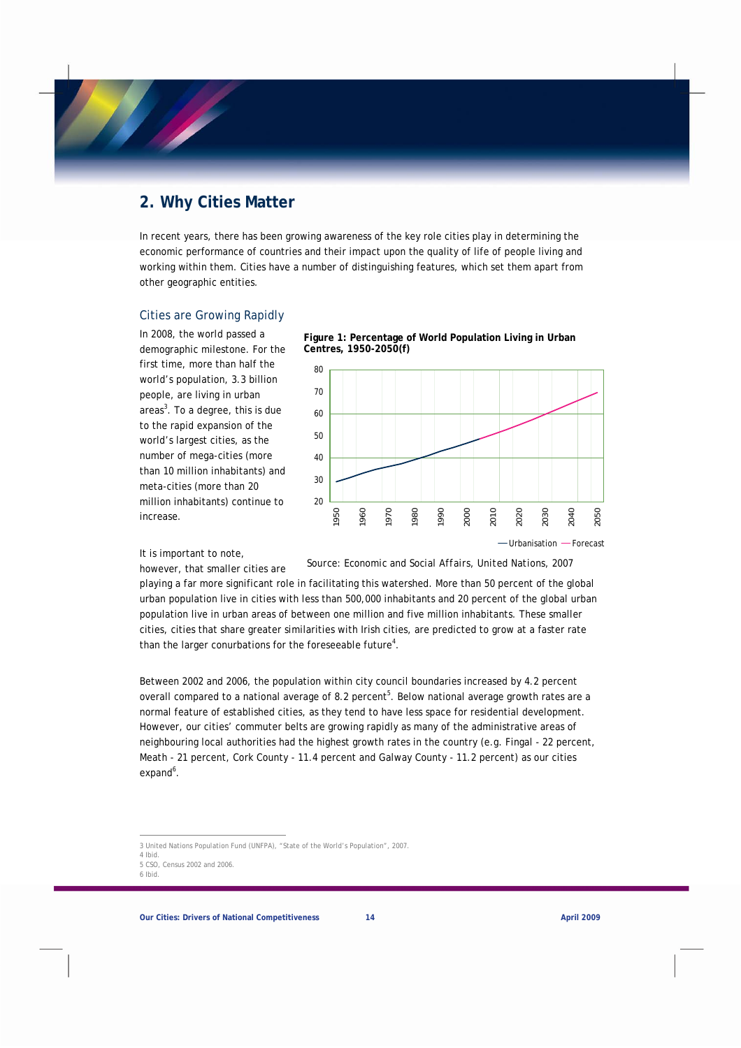## 2. Why Cities Matter

In recent years, there has been growing awareness of the key role cities play in determining the economic performance of countries and their impact upon the quality of life of people living and working within them. Cities have a number of distinguishing features, which set them apart from other geographic entities.

### Cities are Growing Rapidly

In 2008, the world passed a demographic milestone. For the first time, more than half the world's population, 3.3 billion people, are living in urban areas[3]. To a degree, this is due to the rapid expansion of the world's largest cities, as the number of mega-cities (more than 10 million inhabitants) and meta-cities (more than 20 million inhabitants) continue to increase.

**Figure 1: Percentage of World Population Living in Urban Centres, 1950-2050(f)**

Source: Economic and Social Affairs, United Nations, 2007

It is important to note, however, that smaller cities are playing a far more significant role in facilitating this watershed. More than 50 percent of the global urban population live in cities with less than 500,000 inhabitants and 20 percent of the global urban population live in urban areas of between one million and five million inhabitants. These smaller cities, cities that share greater similarities with Irish cities, are predicted to grow at a faster rate than the larger conurbations for the foreseeable future[4].

Between 2002 and 2006, the population within city council boundaries increased by 4.2 percent overall compared to a national average of 8.2 percent[5]. Below national average growth rates are a normal feature of established cities, as they tend to have less space for residential development. However, our cities' commuter belts are growing rapidly as many of the administrative areas of neighbouring local authorities had the highest growth rates in the country (e.g. Fingal - 22 percent, Meath - 21 percent, Cork County - 11.4 percent and Galway County - 11.2 percent) as our cities expand[6].

---

3 United Nations Population Fund (UNFPA), "State of the World's Population", 2007.
4 Ibid.
5 CSO, Census 2002 and 2006.
6 Ibid.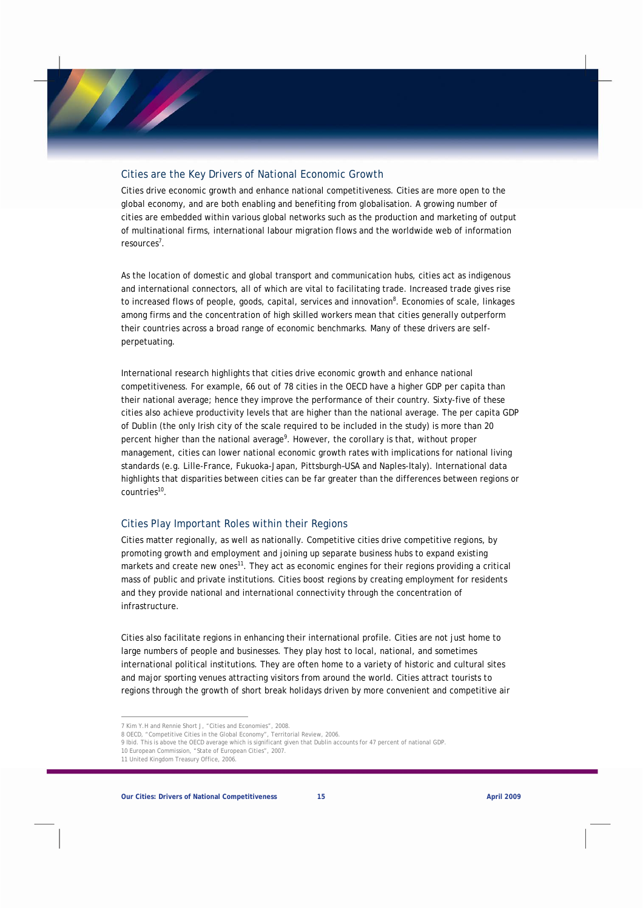## Cities are the Key Drivers of National Economic Growth

Cities drive economic growth and enhance national competitiveness. Cities are more open to the global economy, and are both enabling and benefiting from globalisation. A growing number of cities are embedded within various global networks such as the production and marketing of output of multinational firms, international labour migration flows and the worldwide web of information resources[7].

As the location of domestic and global transport and communication hubs, cities act as indigenous and international connectors, all of which are vital to facilitating trade. Increased trade gives rise to increased flows of people, goods, capital, services and innovation[8]. Economies of scale, linkages among firms and the concentration of high skilled workers mean that cities generally outperform their countries across a broad range of economic benchmarks. Many of these drivers are self-perpetuating.

International research highlights that cities drive economic growth and enhance national competitiveness. For example, 66 out of 78 cities in the OECD have a higher GDP per capita than their national average; hence they improve the performance of their country. Sixty-five of these cities also achieve productivity levels that are higher than the national average. The per capita GDP of Dublin (the only Irish city of the scale required to be included in the study) is more than 20 percent higher than the national average[9]. However, the corollary is that, without proper management, cities can lower national economic growth rates with implications for national living standards (e.g. Lille-France, Fukuoka-Japan, Pittsburgh–USA and Naples-Italy). International data highlights that disparities between cities can be far greater than the differences between regions or countries[10].

## Cities Play Important Roles within their Regions

Cities matter regionally, as well as nationally. Competitive cities drive competitive regions, by promoting growth and employment and joining up separate business hubs to expand existing markets and create new ones[11]. They act as economic engines for their regions providing a critical mass of public and private institutions. Cities boost regions by creating employment for residents and they provide national and international connectivity through the concentration of infrastructure.

Cities also facilitate regions in enhancing their international profile. Cities are not just home to large numbers of people and businesses. They play host to local, national, and sometimes international political institutions. They are often home to a variety of historic and cultural sites and major sporting venues attracting visitors from around the world. Cities attract tourists to regions through the growth of short break holidays driven by more convenient and competitive air

---

7 Kim Y.H and Rennie Short J, "Cities and Economies", 2008.
8 OECD, "Competitive Cities in the Global Economy", Territorial Review, 2006.
9 Ibid. This is above the OECD average which is significant given that Dublin accounts for 47 percent of national GDP.
10 European Commission, "State of European Cities", 2007.
11 United Kingdom Treasury Office, 2006.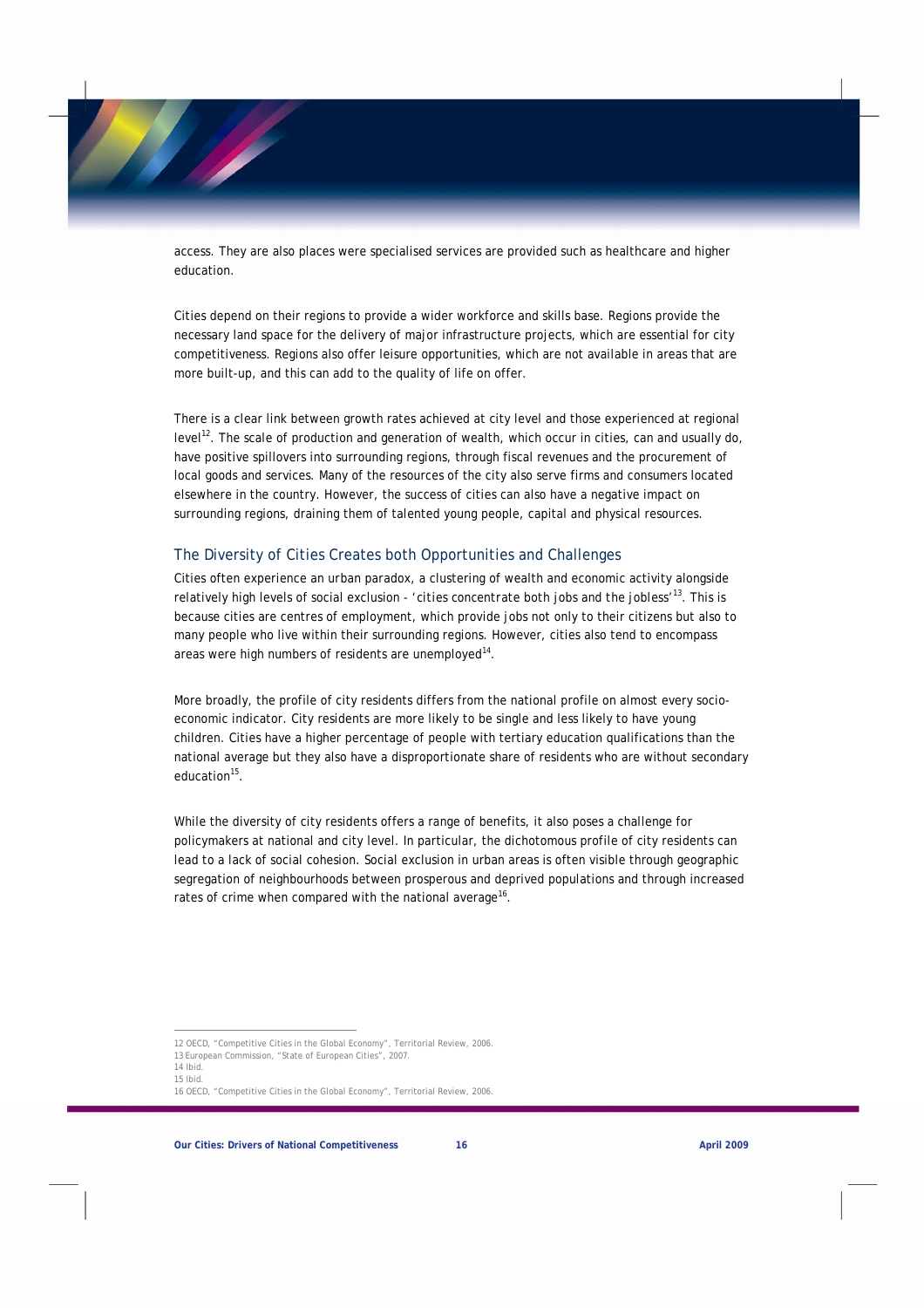access. They are also places were specialised services are provided such as healthcare and higher education.

Cities depend on their regions to provide a wider workforce and skills base. Regions provide the necessary land space for the delivery of major infrastructure projects, which are essential for city competitiveness. Regions also offer leisure opportunities, which are not available in areas that are more built-up, and this can add to the quality of life on offer.

There is a clear link between growth rates achieved at city level and those experienced at regional level[12]. The scale of production and generation of wealth, which occur in cities, can and usually do, have positive spillovers into surrounding regions, through fiscal revenues and the procurement of local goods and services. Many of the resources of the city also serve firms and consumers located elsewhere in the country. However, the success of cities can also have a negative impact on surrounding regions, draining them of talented young people, capital and physical resources.

## The Diversity of Cities Creates both Opportunities and Challenges

Cities often experience an urban paradox, a clustering of wealth and economic activity alongside relatively high levels of social exclusion - 'cities concentrate both jobs and the jobless'[13]. This is because cities are centres of employment, which provide jobs not only to their citizens but also to many people who live within their surrounding regions. However, cities also tend to encompass areas were high numbers of residents are unemployed[14].

More broadly, the profile of city residents differs from the national profile on almost every socio-economic indicator. City residents are more likely to be single and less likely to have young children. Cities have a higher percentage of people with tertiary education qualifications than the national average but they also have a disproportionate share of residents who are without secondary education[15].

While the diversity of city residents offers a range of benefits, it also poses a challenge for policymakers at national and city level. In particular, the dichotomous profile of city residents can lead to a lack of social cohesion. Social exclusion in urban areas is often visible through geographic segregation of neighbourhoods between prosperous and deprived populations and through increased rates of crime when compared with the national average[16].

---

12 OECD, "Competitive Cities in the Global Economy", Territorial Review, 2006.
13 European Commission, "State of European Cities", 2007.
14 Ibid.
15 Ibid.
16 OECD, "Competitive Cities in the Global Economy", Territorial Review, 2006.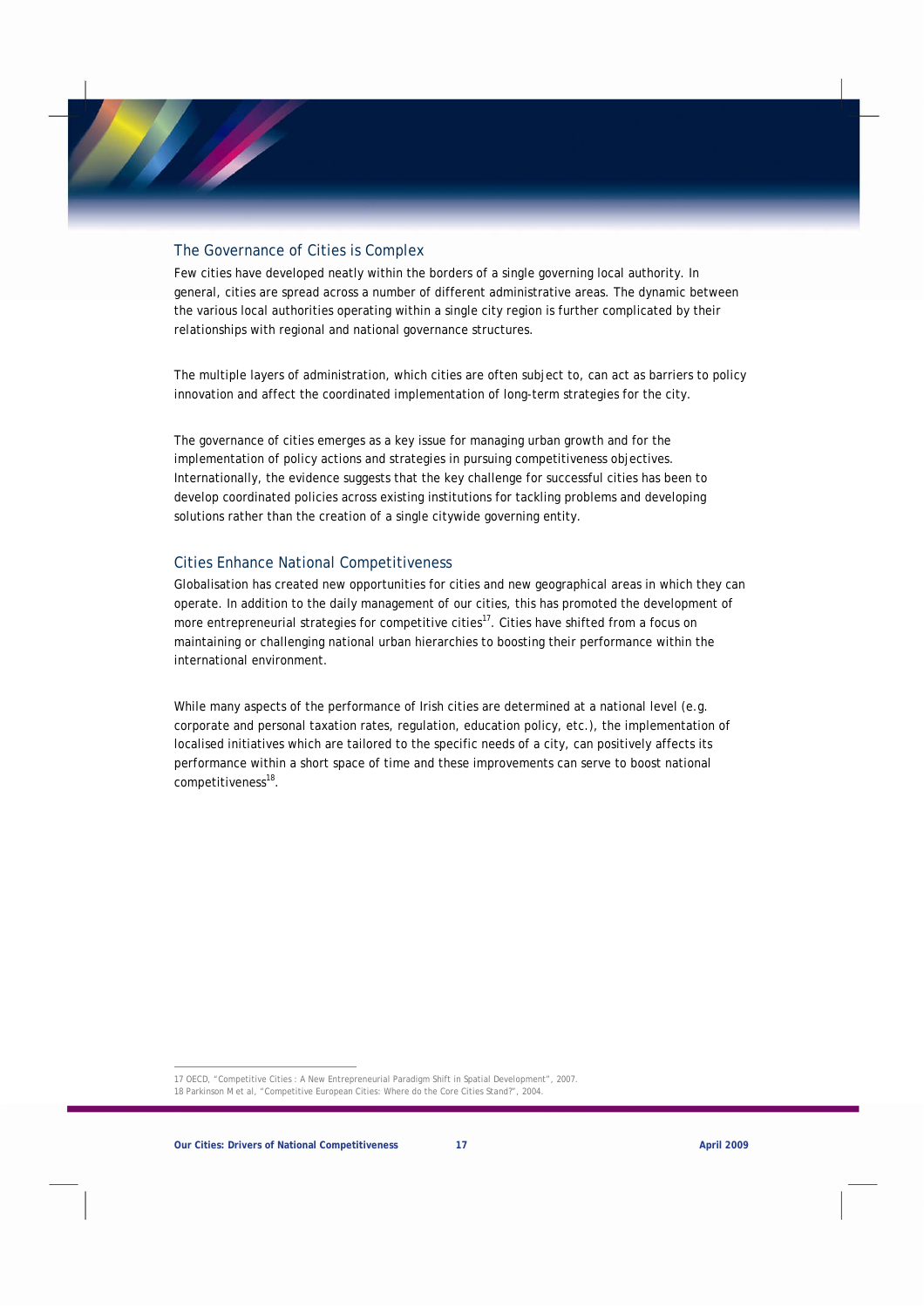## The Governance of Cities is Complex

Few cities have developed neatly within the borders of a single governing local authority. In general, cities are spread across a number of different administrative areas. The dynamic between the various local authorities operating within a single city region is further complicated by their relationships with regional and national governance structures.

The multiple layers of administration, which cities are often subject to, can act as barriers to policy innovation and affect the coordinated implementation of long-term strategies for the city.

The governance of cities emerges as a key issue for managing urban growth and for the implementation of policy actions and strategies in pursuing competitiveness objectives. Internationally, the evidence suggests that the key challenge for successful cities has been to develop coordinated policies across existing institutions for tackling problems and developing solutions rather than the creation of a single citywide governing entity.

## Cities Enhance National Competitiveness

Globalisation has created new opportunities for cities and new geographical areas in which they can operate. In addition to the daily management of our cities, this has promoted the development of more entrepreneurial strategies for competitive cities[17]. Cities have shifted from a focus on maintaining or challenging national urban hierarchies to boosting their performance within the international environment.

While many aspects of the performance of Irish cities are determined at a national level (e.g. corporate and personal taxation rates, regulation, education policy, etc.), the implementation of localised initiatives which are tailored to the specific needs of a city, can positively affects its performance within a short space of time and these improvements can serve to boost national competitiveness[18].

---

17 OECD, "Competitive Cities : A New Entrepreneurial Paradigm Shift in Spatial Development", 2007.
18 Parkinson M et al, "Competitive European Cities: Where do the Core Cities Stand?", 2004.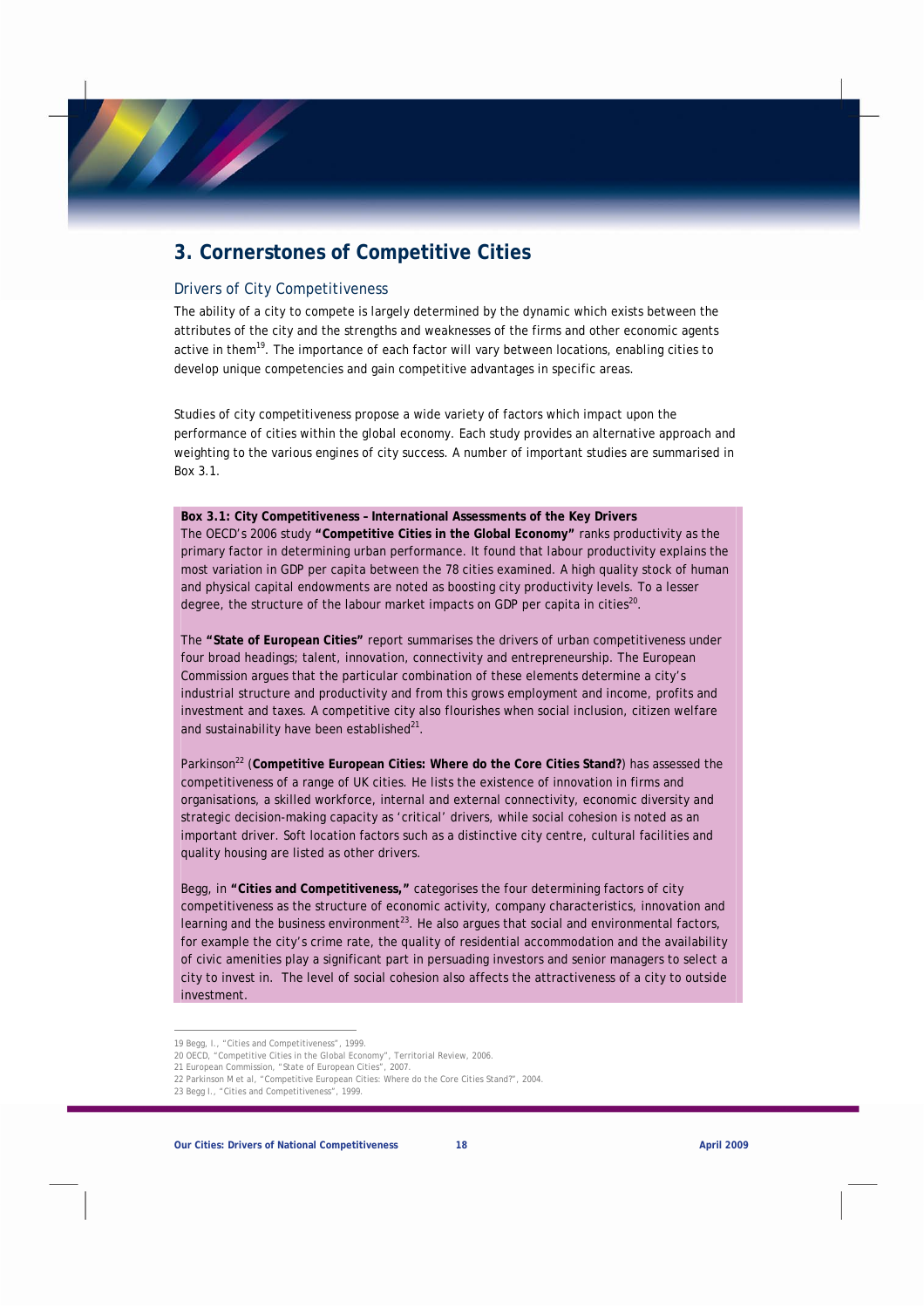# 3. Cornerstones of Competitive Cities

## Drivers of City Competitiveness

The ability of a city to compete is largely determined by the dynamic which exists between the attributes of the city and the strengths and weaknesses of the firms and other economic agents active in them[19]. The importance of each factor will vary between locations, enabling cities to develop unique competencies and gain competitive advantages in specific areas.

Studies of city competitiveness propose a wide variety of factors which impact upon the performance of cities within the global economy. Each study provides an alternative approach and weighting to the various engines of city success. A number of important studies are summarised in Box 3.1.

**Box 3.1: City Competitiveness – International Assessments of the Key Drivers**

The OECD's 2006 study **"Competitive Cities in the Global Economy"** ranks productivity as the primary factor in determining urban performance. It found that labour productivity explains the most variation in GDP per capita between the 78 cities examined. A high quality stock of human and physical capital endowments are noted as boosting city productivity levels. To a lesser degree, the structure of the labour market impacts on GDP per capita in cities[20].

The **"State of European Cities"** report summarises the drivers of urban competitiveness under four broad headings; talent, innovation, connectivity and entrepreneurship. The European Commission argues that the particular combination of these elements determine a city's industrial structure and productivity and from this grows employment and income, profits and investment and taxes. A competitive city also flourishes when social inclusion, citizen welfare and sustainability have been established[21].

Parkinson[22] (**Competitive European Cities: Where do the Core Cities Stand?**) has assessed the competitiveness of a range of UK cities. He lists the existence of innovation in firms and organisations, a skilled workforce, internal and external connectivity, economic diversity and strategic decision-making capacity as 'critical' drivers, while social cohesion is noted as an important driver. Soft location factors such as a distinctive city centre, cultural facilities and quality housing are listed as other drivers.

Begg, in **"Cities and Competitiveness,"** categorises the four determining factors of city competitiveness as the structure of economic activity, company characteristics, innovation and learning and the business environment[23]. He also argues that social and environmental factors, for example the city's crime rate, the quality of residential accommodation and the availability of civic amenities play a significant part in persuading investors and senior managers to select a city to invest in. The level of social cohesion also affects the attractiveness of a city to outside investment.

---

19 Begg, I., "Cities and Competitiveness", 1999.

20 OECD, "Competitive Cities in the Global Economy", Territorial Review, 2006.

21 European Commission, "State of European Cities", 2007.

22 Parkinson M et al, "Competitive European Cities: Where do the Core Cities Stand?", 2004.

23 Begg I., "Cities and Competitiveness", 1999.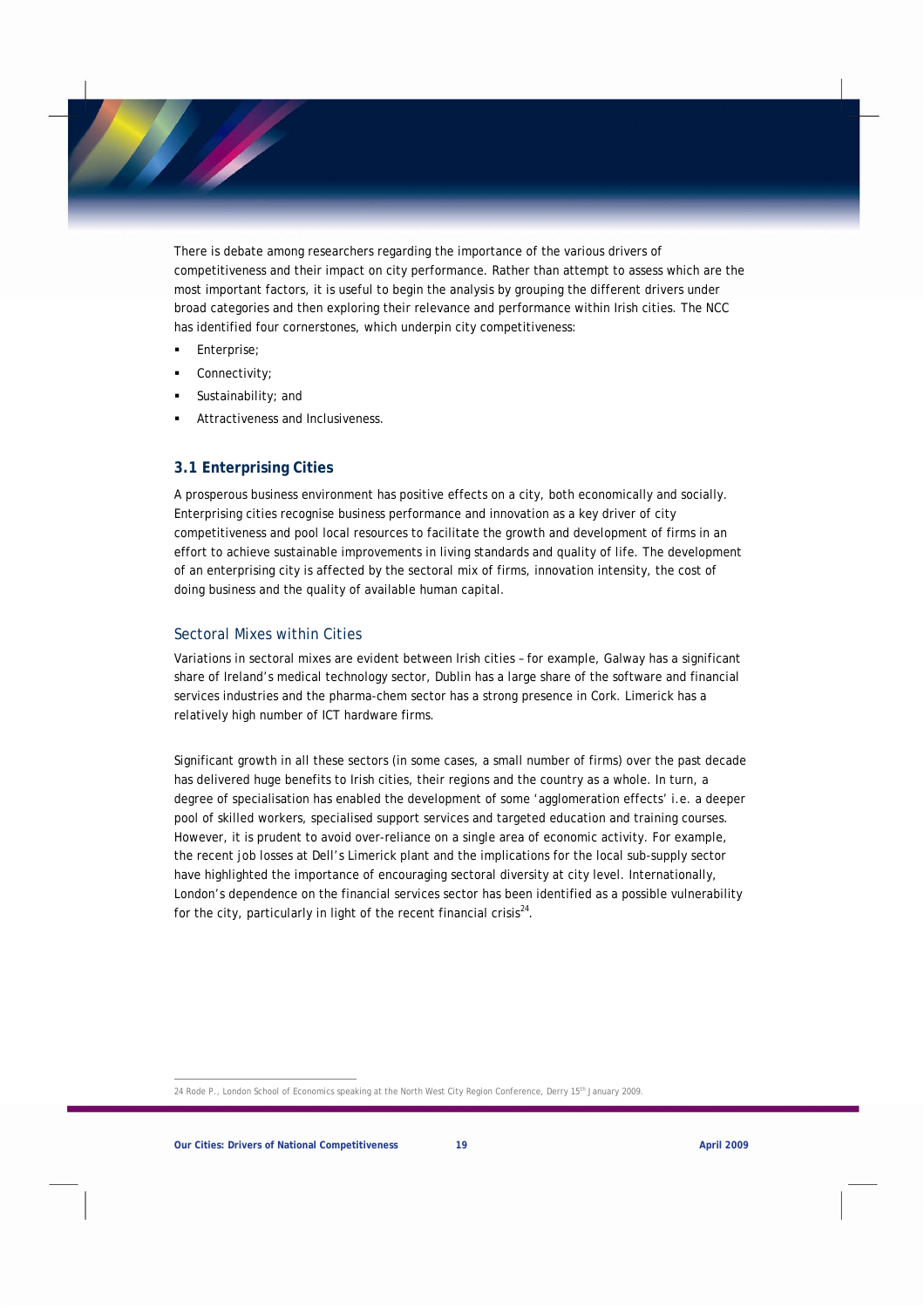There is debate among researchers regarding the importance of the various drivers of competitiveness and their impact on city performance. Rather than attempt to assess which are the most important factors, it is useful to begin the analysis by grouping the different drivers under broad categories and then exploring their relevance and performance within Irish cities. The NCC has identified four cornerstones, which underpin city competitiveness:

- Enterprise;
- Connectivity;
- Sustainability; and
- Attractiveness and Inclusiveness.

## 3.1 Enterprising Cities

A prosperous business environment has positive effects on a city, both economically and socially. Enterprising cities recognise business performance and innovation as a key driver of city competitiveness and pool local resources to facilitate the growth and development of firms in an effort to achieve sustainable improvements in living standards and quality of life. The development of an enterprising city is affected by the sectoral mix of firms, innovation intensity, the cost of doing business and the quality of available human capital.

### Sectoral Mixes within Cities

Variations in sectoral mixes are evident between Irish cities – for example, Galway has a significant share of Ireland's medical technology sector, Dublin has a large share of the software and financial services industries and the pharma-chem sector has a strong presence in Cork. Limerick has a relatively high number of ICT hardware firms.

Significant growth in all these sectors (in some cases, a small number of firms) over the past decade has delivered huge benefits to Irish cities, their regions and the country as a whole. In turn, a degree of specialisation has enabled the development of some 'agglomeration effects' i.e. a deeper pool of skilled workers, specialised support services and targeted education and training courses. However, it is prudent to avoid over-reliance on a single area of economic activity. For example, the recent job losses at Dell's Limerick plant and the implications for the local sub-supply sector have highlighted the importance of encouraging sectoral diversity at city level. Internationally, London's dependence on the financial services sector has been identified as a possible vulnerability for the city, particularly in light of the recent financial crisis[24].

24 Rode P., London School of Economics speaking at the North West City Region Conference, Derry 15th January 2009.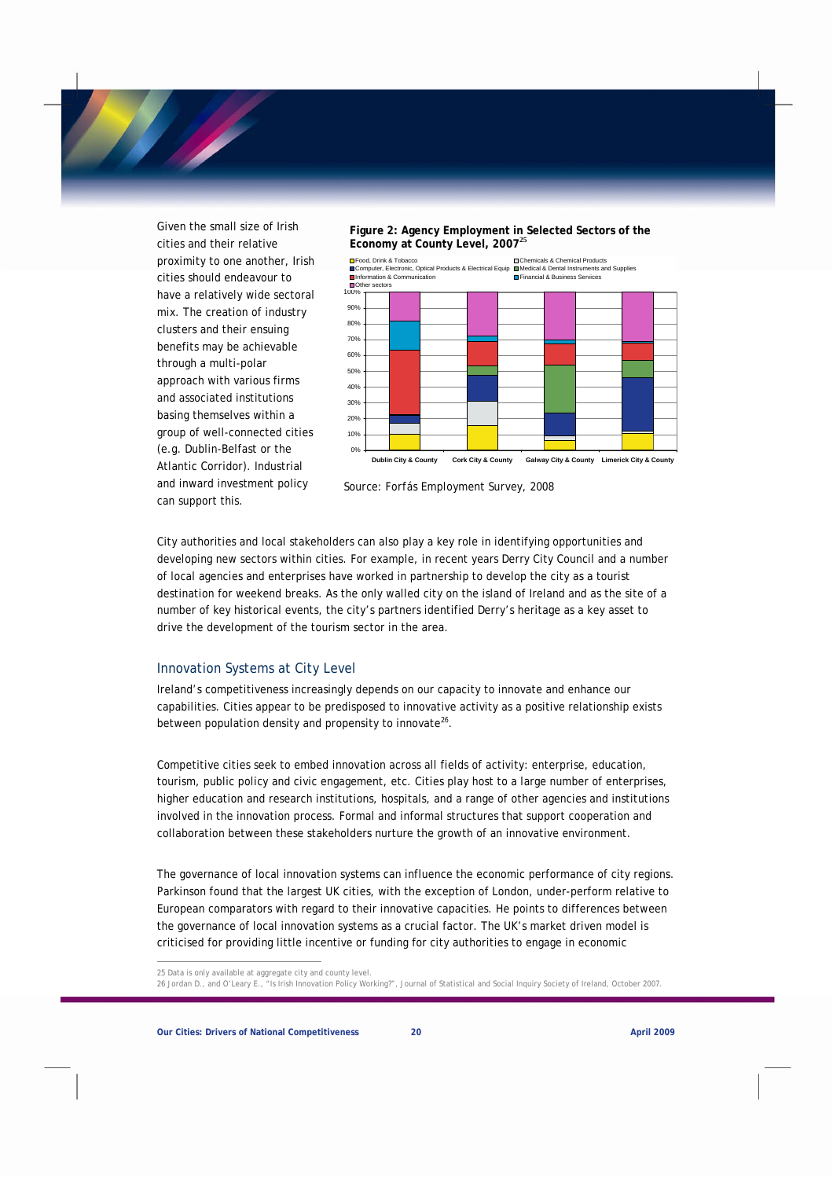Given the small size of Irish cities and their relative proximity to one another, Irish cities should endeavour to have a relatively wide sectoral mix. The creation of industry clusters and their ensuing benefits may be achievable through a multi-polar approach with various firms and associated institutions basing themselves within a group of well-connected cities (e.g. Dublin-Belfast or the Atlantic Corridor). Industrial and inward investment policy can support this.

**Figure 2: Agency Employment in Selected Sectors of the Economy at County Level, 2007**[25]

Source: Forfás Employment Survey, 2008

City authorities and local stakeholders can also play a key role in identifying opportunities and developing new sectors within cities. For example, in recent years Derry City Council and a number of local agencies and enterprises have worked in partnership to develop the city as a tourist destination for weekend breaks. As the only walled city on the island of Ireland and as the site of a number of key historical events, the city's partners identified Derry's heritage as a key asset to drive the development of the tourism sector in the area.

## Innovation Systems at City Level

Ireland's competitiveness increasingly depends on our capacity to innovate and enhance our capabilities. Cities appear to be predisposed to innovative activity as a positive relationship exists between population density and propensity to innovate[26].

Competitive cities seek to embed innovation across all fields of activity: enterprise, education, tourism, public policy and civic engagement, etc. Cities play host to a large number of enterprises, higher education and research institutions, hospitals, and a range of other agencies and institutions involved in the innovation process. Formal and informal structures that support cooperation and collaboration between these stakeholders nurture the growth of an innovative environment.

The governance of local innovation systems can influence the economic performance of city regions. Parkinson found that the largest UK cities, with the exception of London, under-perform relative to European comparators with regard to their innovative capacities. He points to differences between the governance of local innovation systems as a crucial factor. The UK's market driven model is criticised for providing little incentive or funding for city authorities to engage in economic

25 Data is only available at aggregate city and county level.

26 Jordan D., and O'Leary E., "Is Irish Innovation Policy Working?", Journal of Statistical and Social Inquiry Society of Ireland, October 2007.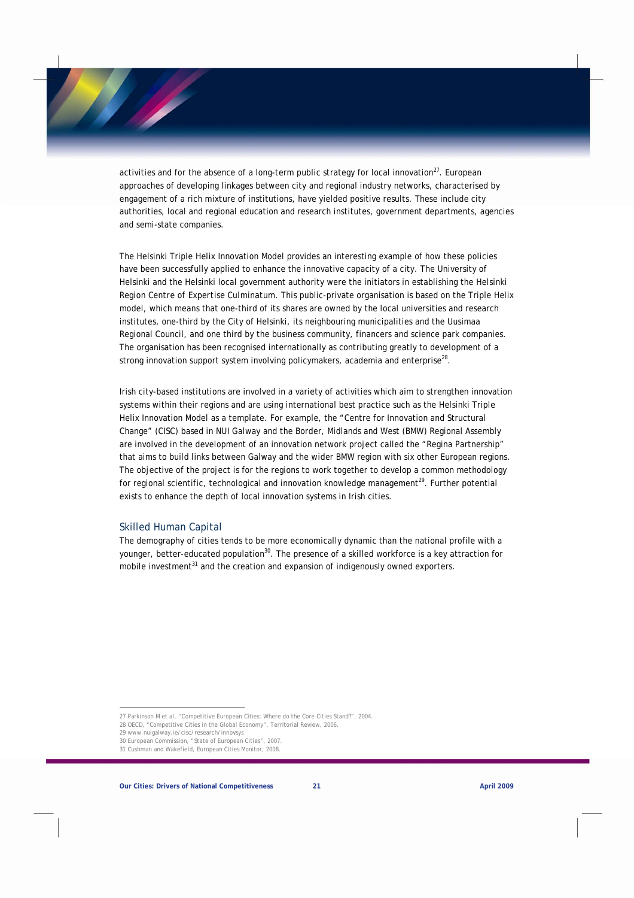activities and for the absence of a long-term public strategy for local innovation[27]. European approaches of developing linkages between city and regional industry networks, characterised by engagement of a rich mixture of institutions, have yielded positive results. These include city authorities, local and regional education and research institutes, government departments, agencies and semi-state companies.

The Helsinki Triple Helix Innovation Model provides an interesting example of how these policies have been successfully applied to enhance the innovative capacity of a city. The University of Helsinki and the Helsinki local government authority were the initiators in establishing the Helsinki Region Centre of Expertise Culminatum. This public-private organisation is based on the Triple Helix model, which means that one-third of its shares are owned by the local universities and research institutes, one-third by the City of Helsinki, its neighbouring municipalities and the Uusimaa Regional Council, and one third by the business community, financers and science park companies. The organisation has been recognised internationally as contributing greatly to development of a strong innovation support system involving policymakers, academia and enterprise[28].

Irish city-based institutions are involved in a variety of activities which aim to strengthen innovation systems within their regions and are using international best practice such as the Helsinki Triple Helix Innovation Model as a template. For example, the "Centre for Innovation and Structural Change" (CISC) based in NUI Galway and the Border, Midlands and West (BMW) Regional Assembly are involved in the development of an innovation network project called the "Regina Partnership" that aims to build links between Galway and the wider BMW region with six other European regions. The objective of the project is for the regions to work together to develop a common methodology for regional scientific, technological and innovation knowledge management[29]. Further potential exists to enhance the depth of local innovation systems in Irish cities.

## Skilled Human Capital

The demography of cities tends to be more economically dynamic than the national profile with a younger, better-educated population[30]. The presence of a skilled workforce is a key attraction for mobile investment[31] and the creation and expansion of indigenously owned exporters.

---

27 Parkinson M et al, "Competitive European Cities: Where do the Core Cities Stand?", 2004.
28 OECD, "Competitive Cities in the Global Economy", Territorial Review, 2006.
29 www.nuigalway.ie/cisc/research/innovsys
30 European Commission, "State of European Cities", 2007.
31 Cushman and Wakefield, European Cities Monitor, 2008.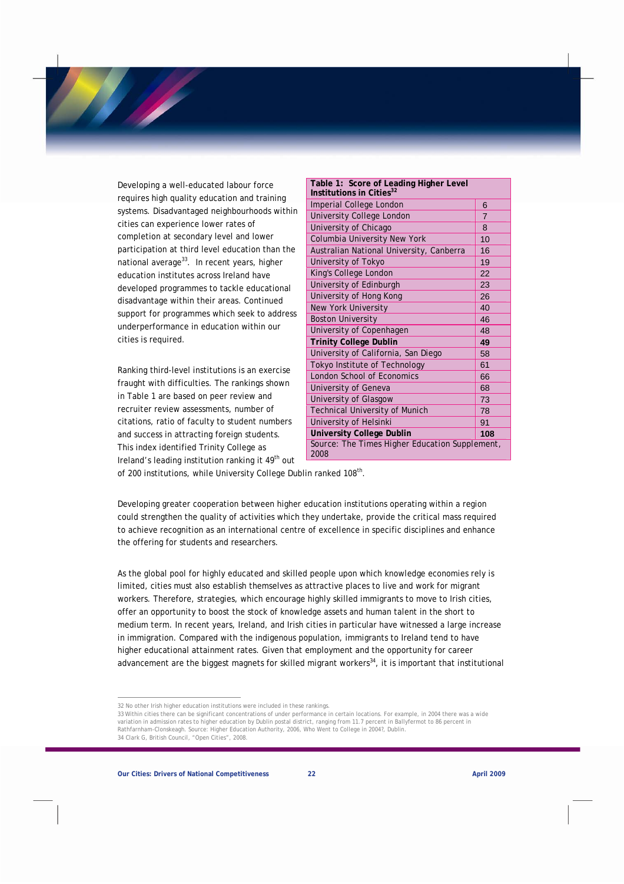Developing a well-educated labour force requires high quality education and training systems. Disadvantaged neighbourhoods within cities can experience lower rates of completion at secondary level and lower participation at third level education than the national average[33]. In recent years, higher education institutes across Ireland have developed programmes to tackle educational disadvantage within their areas. Continued support for programmes which seek to address underperformance in education within our cities is required.

| Table 1: Score of Leading Higher Level Institutions in Cities[32] | |
|---|---|
| Imperial College London | 6 |
| University College London | 7 |
| University of Chicago | 8 |
| Columbia University New York | 10 |
| Australian National University, Canberra | 16 |
| University of Tokyo | 19 |
| King's College London | 22 |
| University of Edinburgh | 23 |
| University of Hong Kong | 26 |
| New York University | 40 |
| Boston University | 46 |
| University of Copenhagen | 48 |
| **Trinity College Dublin** | **49** |
| University of California, San Diego | 58 |
| Tokyo Institute of Technology | 61 |
| London School of Economics | 66 |
| University of Geneva | 68 |
| University of Glasgow | 73 |
| Technical University of Munich | 78 |
| University of Helsinki | 91 |
| **University College Dublin** | **108** |
| Source: The Times Higher Education Supplement, 2008 | |

Ranking third-level institutions is an exercise fraught with difficulties. The rankings shown in Table 1 are based on peer review and recruiter review assessments, number of citations, ratio of faculty to student numbers and success in attracting foreign students. This index identified Trinity College as Ireland's leading institution ranking it 49th out of 200 institutions, while University College Dublin ranked 108th.

Developing greater cooperation between higher education institutions operating within a region could strengthen the quality of activities which they undertake, provide the critical mass required to achieve recognition as an international centre of excellence in specific disciplines and enhance the offering for students and researchers.

As the global pool for highly educated and skilled people upon which knowledge economies rely is limited, cities must also establish themselves as attractive places to live and work for migrant workers. Therefore, strategies, which encourage highly skilled immigrants to move to Irish cities, offer an opportunity to boost the stock of knowledge assets and human talent in the short to medium term. In recent years, Ireland, and Irish cities in particular have witnessed a large increase in immigration. Compared with the indigenous population, immigrants to Ireland tend to have higher educational attainment rates. Given that employment and the opportunity for career advancement are the biggest magnets for skilled migrant workers[34], it is important that institutional

---

32 No other Irish higher education institutions were included in these rankings.

33 Within cities there can be significant concentrations of under performance in certain locations. For example, in 2004 there was a wide variation in admission rates to higher education by Dublin postal district, ranging from 11.7 percent in Ballyfermot to 86 percent in Rathfarnham-Clonskeagh. Source: Higher Education Authority, 2006, Who Went to College in 2004?, Dublin.

34 Clark G, British Council, "Open Cities", 2008.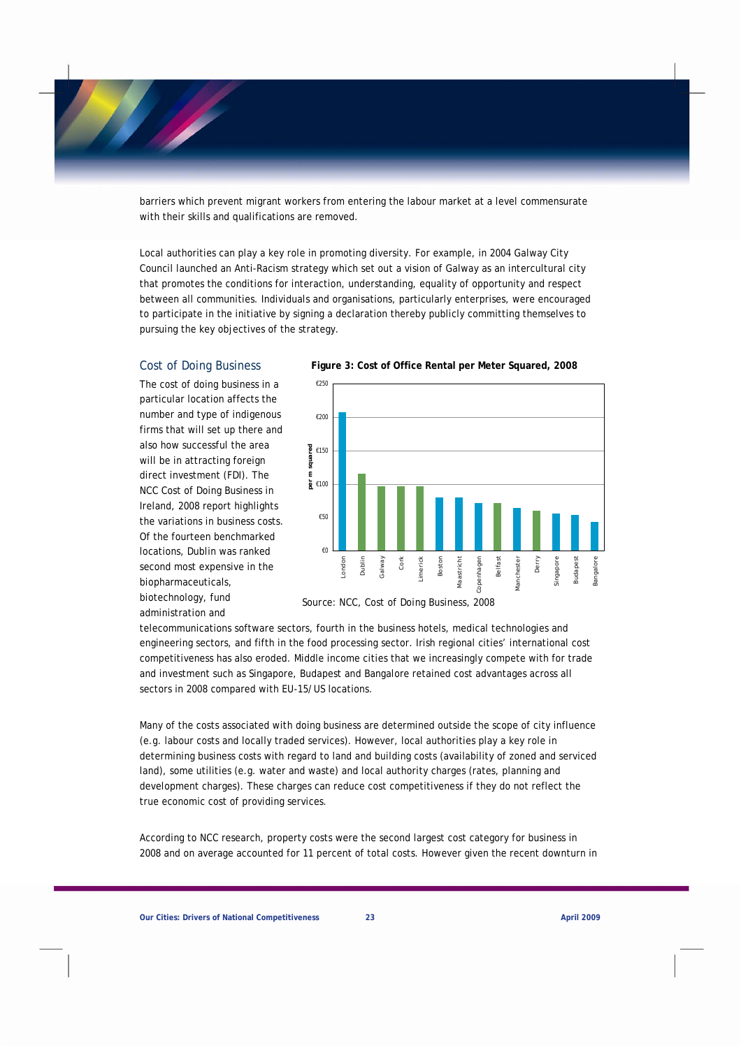barriers which prevent migrant workers from entering the labour market at a level commensurate with their skills and qualifications are removed.

Local authorities can play a key role in promoting diversity. For example, in 2004 Galway City Council launched an Anti-Racism strategy which set out a vision of Galway as an intercultural city that promotes the conditions for interaction, understanding, equality of opportunity and respect between all communities. Individuals and organisations, particularly enterprises, were encouraged to participate in the initiative by signing a declaration thereby publicly committing themselves to pursuing the key objectives of the strategy.

## Cost of Doing Business

The cost of doing business in a particular location affects the number and type of indigenous firms that will set up there and also how successful the area will be in attracting foreign direct investment (FDI). The NCC Cost of Doing Business in Ireland, 2008 report highlights the variations in business costs. Of the fourteen benchmarked locations, Dublin was ranked second most expensive in the biopharmaceuticals, biotechnology, fund administration and telecommunications software sectors, fourth in the business hotels, medical technologies and engineering sectors, and fifth in the food processing sector. Irish regional cities' international cost competitiveness has also eroded. Middle income cities that we increasingly compete with for trade and investment such as Singapore, Budapest and Bangalore retained cost advantages across all sectors in 2008 compared with EU-15/US locations.

**Figure 3: Cost of Office Rental per Meter Squared, 2008**

Source: NCC, Cost of Doing Business, 2008

Many of the costs associated with doing business are determined outside the scope of city influence (e.g. labour costs and locally traded services). However, local authorities play a key role in determining business costs with regard to land and building costs (availability of zoned and serviced land), some utilities (e.g. water and waste) and local authority charges (rates, planning and development charges). These charges can reduce cost competitiveness if they do not reflect the true economic cost of providing services.

According to NCC research, property costs were the second largest cost category for business in 2008 and on average accounted for 11 percent of total costs. However given the recent downturn in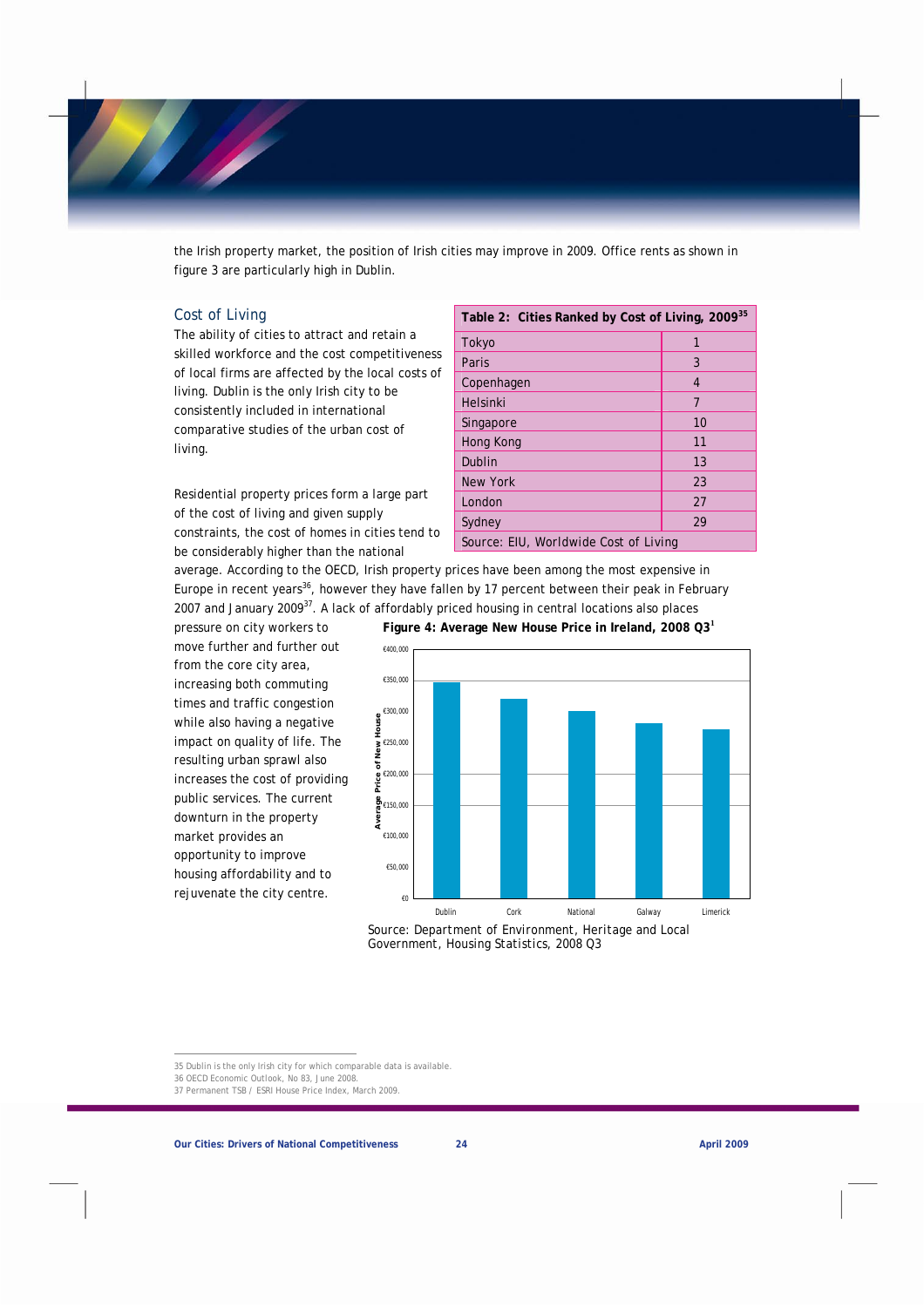the Irish property market, the position of Irish cities may improve in 2009. Office rents as shown in figure 3 are particularly high in Dublin.

## Cost of Living

The ability of cities to attract and retain a skilled workforce and the cost competitiveness of local firms are affected by the local costs of living. Dublin is the only Irish city to be consistently included in international comparative studies of the urban cost of living.

**Table 2: Cities Ranked by Cost of Living, 2009[35]**

| City | Rank |
|---|---|
| Tokyo | 1 |
| Paris | 3 |
| Copenhagen | 4 |
| Helsinki | 7 |
| Singapore | 10 |
| Hong Kong | 11 |
| Dublin | 13 |
| New York | 23 |
| London | 27 |
| Sydney | 29 |
| Source: EIU, Worldwide Cost of Living | |

Residential property prices form a large part of the cost of living and given supply constraints, the cost of homes in cities tend to be considerably higher than the national average. According to the OECD, Irish property prices have been among the most expensive in Europe in recent years[36], however they have fallen by 17 percent between their peak in February 2007 and January 2009[37]. A lack of affordably priced housing in central locations also places pressure on city workers to move further and further out from the core city area, increasing both commuting times and traffic congestion while also having a negative impact on quality of life. The resulting urban sprawl also increases the cost of providing public services. The current downturn in the property market provides an opportunity to improve housing affordability and to rejuvenate the city centre.

**Figure 4: Average New House Price in Ireland, 2008 Q3[1]**

| | Average Price of New House (approx.) |
|---|---|
| Dublin | €345,000 |
| Cork | €320,000 |
| National | €300,000 |
| Galway | €280,000 |
| Limerick | €270,000 |

Source: Department of Environment, Heritage and Local Government, Housing Statistics, 2008 Q3

---

35 Dublin is the only Irish city for which comparable data is available.

36 OECD Economic Outlook, No 83, June 2008.

37 Permanent TSB / ESRI House Price Index, March 2009.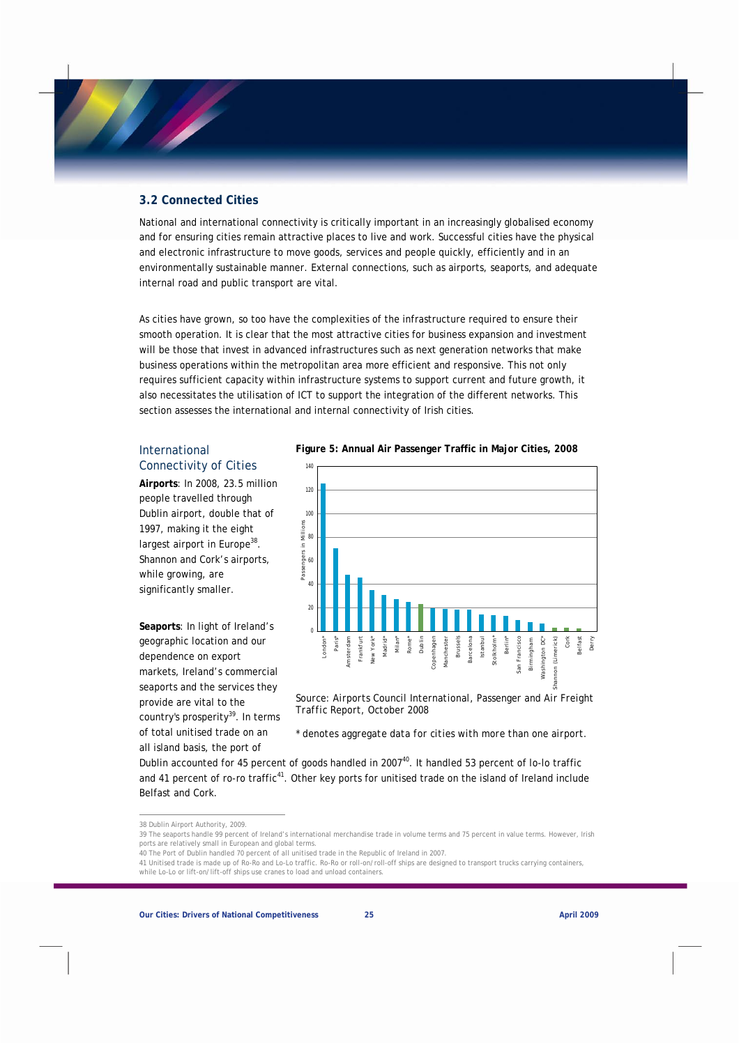### 3.2 Connected Cities

National and international connectivity is critically important in an increasingly globalised economy and for ensuring cities remain attractive places to live and work. Successful cities have the physical and electronic infrastructure to move goods, services and people quickly, efficiently and in an environmentally sustainable manner. External connections, such as airports, seaports, and adequate internal road and public transport are vital.

As cities have grown, so too have the complexities of the infrastructure required to ensure their smooth operation. It is clear that the most attractive cities for business expansion and investment will be those that invest in advanced infrastructures such as next generation networks that make business operations within the metropolitan area more efficient and responsive. This not only requires sufficient capacity within infrastructure systems to support current and future growth, it also necessitates the utilisation of ICT to support the integration of the different networks. This section assesses the international and internal connectivity of Irish cities.

#### International Connectivity of Cities

**Airports**: In 2008, 23.5 million people travelled through Dublin airport, double that of 1997, making it the eight largest airport in Europe[38]. Shannon and Cork's airports, while growing, are significantly smaller.

**Figure 5: Annual Air Passenger Traffic in Major Cities, 2008**

Passengers in Millions (0–140): London*, Paris*, Amsterdam, Frankfurt, New York*, Madrid*, Milan*, Rome*, Dublin, Copenhagen, Manchester, Brussels, Barcelona, Istanbul, Stokholm*, Berlin*, San Francisco, Birmingham, Washington DC*, Shannon (Limerick), Cork, Belfast, Derry

Source: Airports Council International, Passenger and Air Freight Traffic Report, October 2008

\* denotes aggregate data for cities with more than one airport.

**Seaports**: In light of Ireland's geographic location and our dependence on export markets, Ireland's commercial seaports and the services they provide are vital to the country's prosperity[39]. In terms of total unitised trade on an all island basis, the port of Dublin accounted for 45 percent of goods handled in 2007[40]. It handled 53 percent of lo-lo traffic and 41 percent of ro-ro traffic[41]. Other key ports for unitised trade on the island of Ireland include Belfast and Cork.

---

38 Dublin Airport Authority, 2009.

39 The seaports handle 99 percent of Ireland's international merchandise trade in volume terms and 75 percent in value terms. However, Irish ports are relatively small in European and global terms.

40 The Port of Dublin handled 70 percent of all unitised trade in the Republic of Ireland in 2007.

41 Unitised trade is made up of Ro-Ro and Lo-Lo traffic. Ro-Ro or roll-on/roll-off ships are designed to transport trucks carrying containers, while Lo-Lo or lift-on/lift-off ships use cranes to load and unload containers.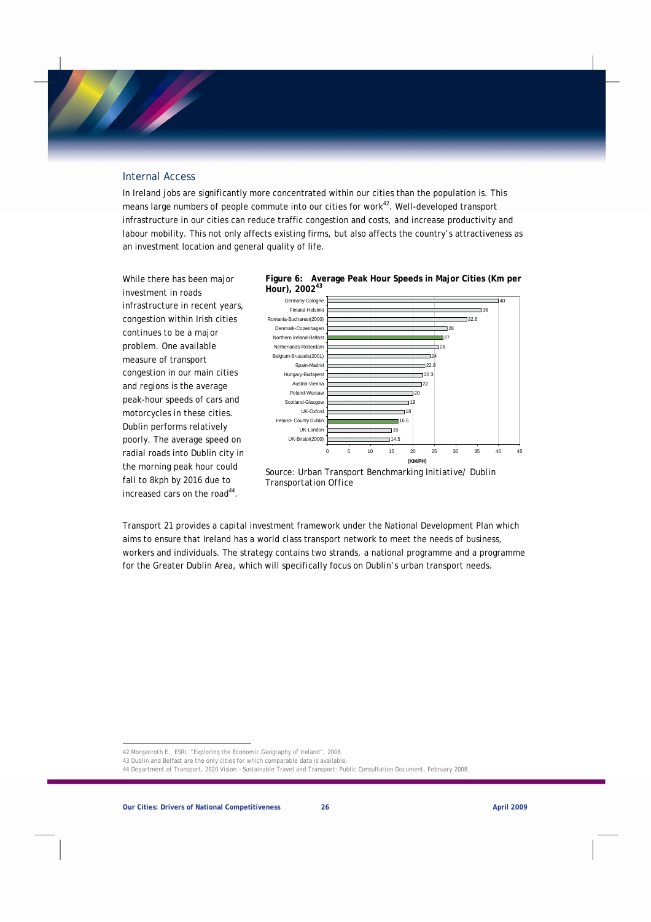## Internal Access

In Ireland jobs are significantly more concentrated within our cities than the population is. This means large numbers of people commute into our cities for work[42]. Well-developed transport infrastructure in our cities can reduce traffic congestion and costs, and increase productivity and labour mobility. This not only affects existing firms, but also affects the country's attractiveness as an investment location and general quality of life.

While there has been major investment in roads infrastructure in recent years, congestion within Irish cities continues to be a major problem. One available measure of transport congestion in our main cities and regions is the average peak-hour speeds of cars and motorcycles in these cities. Dublin performs relatively poorly. The average speed on radial roads into Dublin city in the morning peak hour could fall to 8kph by 2016 due to increased cars on the road[44].

**Figure 6: Average Peak Hour Speeds in Major Cities (Km per Hour), 2002[43]**

| City | Speed (KM/PH) |
|---|---|
| Germany-Cologne | 40 |
| Finland-Helsinki | 36 |
| Romania-Bucharest(2000) | 32.6 |
| Denmark-Copenhagen | 28 |
| Northern Ireland-Belfast | 27 |
| Netherlands-Rotterdam | 26 |
| Belgium-Brussels(2001) | 24 |
| Spain-Madrid | 22.8 |
| Hungary-Budapest | 22.3 |
| Austria-Vienna | 22 |
| Poland-Warsaw | 20 |
| Scotland-Glasgow | 19 |
| UK-Oxford | 18 |
| Ireland- County Dublin | 16.5 |
| UK-London | 15 |
| UK-Bristol(2000) | 14.5 |

Source: Urban Transport Benchmarking Initiative/ Dublin Transportation Office

Transport 21 provides a capital investment framework under the National Development Plan which aims to ensure that Ireland has a world class transport network to meet the needs of business, workers and individuals. The strategy contains two strands, a national programme and a programme for the Greater Dublin Area, which will specifically focus on Dublin's urban transport needs.

---

42 Morganroth E., ESRI, "Exploring the Economic Geography of Ireland", 2008.

43 Dublin and Belfast are the only cities for which comparable data is available.

44 Department of Transport, 2020 Vision – Sustainable Travel and Transport: Public Consultation Document. February 2008.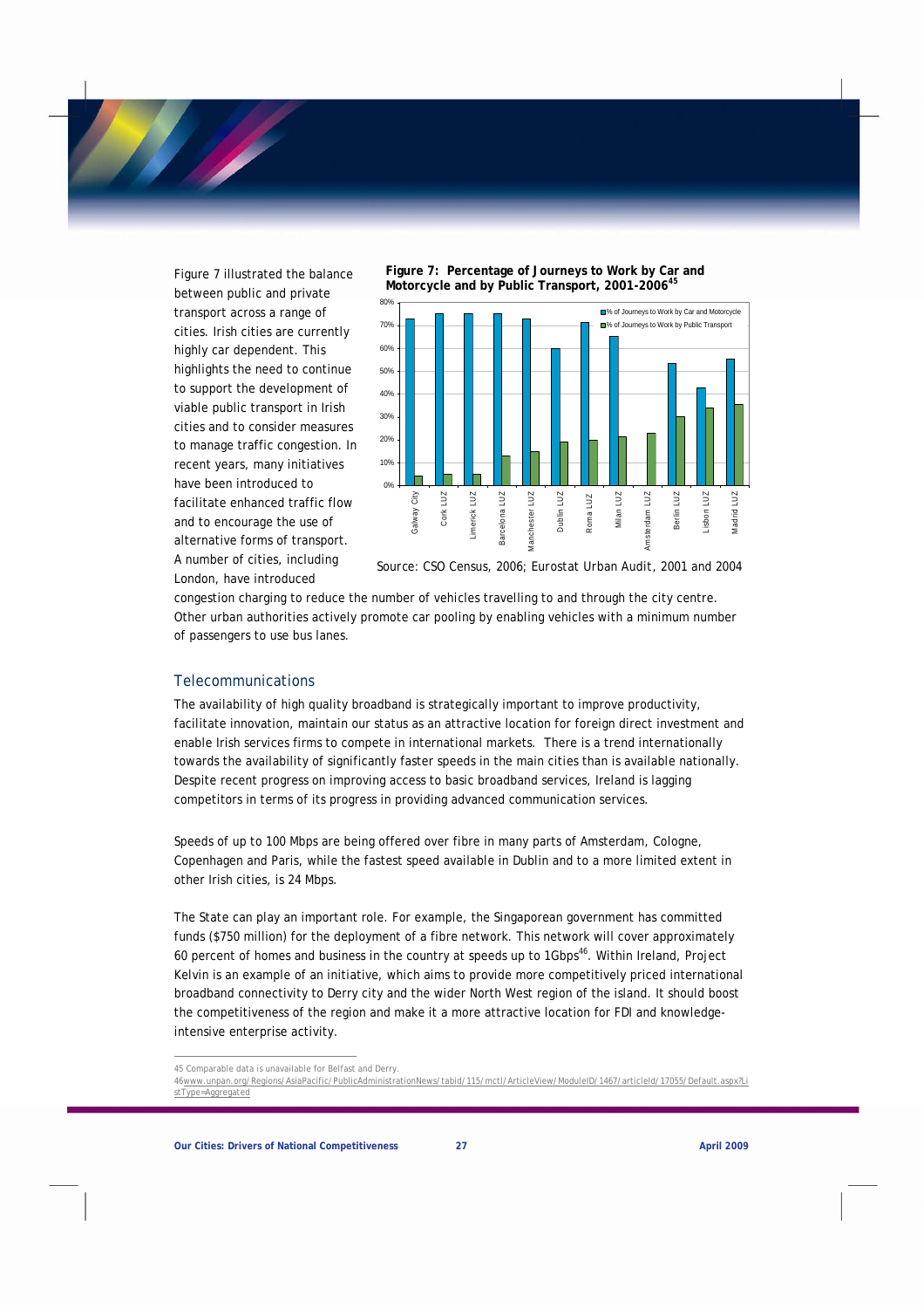Figure 7 illustrated the balance between public and private transport across a range of cities. Irish cities are currently highly car dependent. This highlights the need to continue to support the development of viable public transport in Irish cities and to consider measures to manage traffic congestion. In recent years, many initiatives have been introduced to facilitate enhanced traffic flow and to encourage the use of alternative forms of transport. A number of cities, including London, have introduced congestion charging to reduce the number of vehicles travelling to and through the city centre. Other urban authorities actively promote car pooling by enabling vehicles with a minimum number of passengers to use bus lanes.

**Figure 7: Percentage of Journeys to Work by Car and Motorcycle and by Public Transport, 2001-2006[45]**

Source: CSO Census, 2006; Eurostat Urban Audit, 2001 and 2004

## Telecommunications

The availability of high quality broadband is strategically important to improve productivity, facilitate innovation, maintain our status as an attractive location for foreign direct investment and enable Irish services firms to compete in international markets. There is a trend internationally towards the availability of significantly faster speeds in the main cities than is available nationally. Despite recent progress on improving access to basic broadband services, Ireland is lagging competitors in terms of its progress in providing advanced communication services.

Speeds of up to 100 Mbps are being offered over fibre in many parts of Amsterdam, Cologne, Copenhagen and Paris, while the fastest speed available in Dublin and to a more limited extent in other Irish cities, is 24 Mbps.

The State can play an important role. For example, the Singaporean government has committed funds ($750 million) for the deployment of a fibre network. This network will cover approximately 60 percent of homes and business in the country at speeds up to 1Gbps[46]. Within Ireland, Project Kelvin is an example of an initiative, which aims to provide more competitively priced international broadband connectivity to Derry city and the wider North West region of the island. It should boost the competitiveness of the region and make it a more attractive location for FDI and knowledge-intensive enterprise activity.

---

45 Comparable data is unavailable for Belfast and Derry.

46 www.unpan.org/Regions/AsiaPacific/PublicAdministrationNews/tabid/115/mctl/ArticleView/ModuleID/1467/articleId/17055/Default.aspx?ListType=Aggregated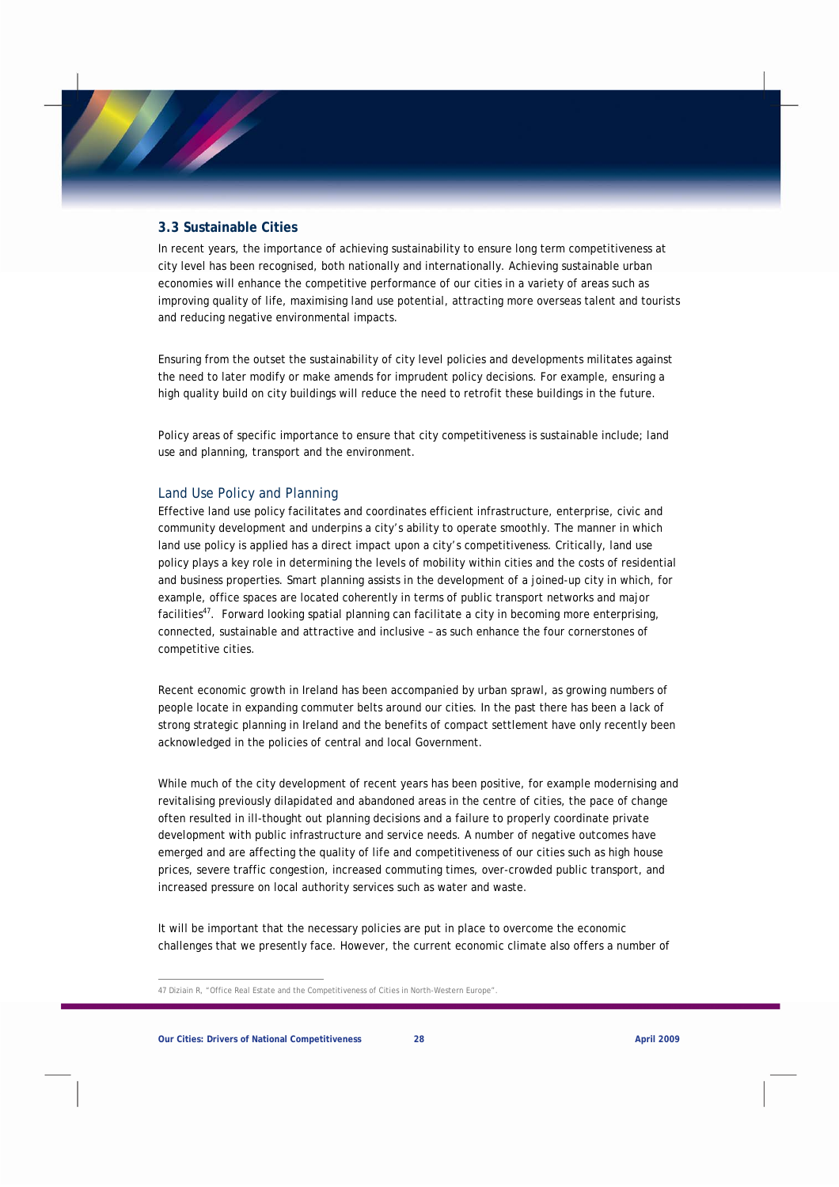## 3.3 Sustainable Cities

In recent years, the importance of achieving sustainability to ensure long term competitiveness at city level has been recognised, both nationally and internationally. Achieving sustainable urban economies will enhance the competitive performance of our cities in a variety of areas such as improving quality of life, maximising land use potential, attracting more overseas talent and tourists and reducing negative environmental impacts.

Ensuring from the outset the sustainability of city level policies and developments militates against the need to later modify or make amends for imprudent policy decisions. For example, ensuring a high quality build on city buildings will reduce the need to retrofit these buildings in the future.

Policy areas of specific importance to ensure that city competitiveness is sustainable include; land use and planning, transport and the environment.

### Land Use Policy and Planning

Effective land use policy facilitates and coordinates efficient infrastructure, enterprise, civic and community development and underpins a city's ability to operate smoothly. The manner in which land use policy is applied has a direct impact upon a city's competitiveness. Critically, land use policy plays a key role in determining the levels of mobility within cities and the costs of residential and business properties. Smart planning assists in the development of a joined-up city in which, for example, office spaces are located coherently in terms of public transport networks and major facilities[47]. Forward looking spatial planning can facilitate a city in becoming more enterprising, connected, sustainable and attractive and inclusive – as such enhance the four cornerstones of competitive cities.

Recent economic growth in Ireland has been accompanied by urban sprawl, as growing numbers of people locate in expanding commuter belts around our cities. In the past there has been a lack of strong strategic planning in Ireland and the benefits of compact settlement have only recently been acknowledged in the policies of central and local Government.

While much of the city development of recent years has been positive, for example modernising and revitalising previously dilapidated and abandoned areas in the centre of cities, the pace of change often resulted in ill-thought out planning decisions and a failure to properly coordinate private development with public infrastructure and service needs. A number of negative outcomes have emerged and are affecting the quality of life and competitiveness of our cities such as high house prices, severe traffic congestion, increased commuting times, over-crowded public transport, and increased pressure on local authority services such as water and waste.

It will be important that the necessary policies are put in place to overcome the economic challenges that we presently face. However, the current economic climate also offers a number of

47 Diziain R, "Office Real Estate and the Competitiveness of Cities in North-Western Europe".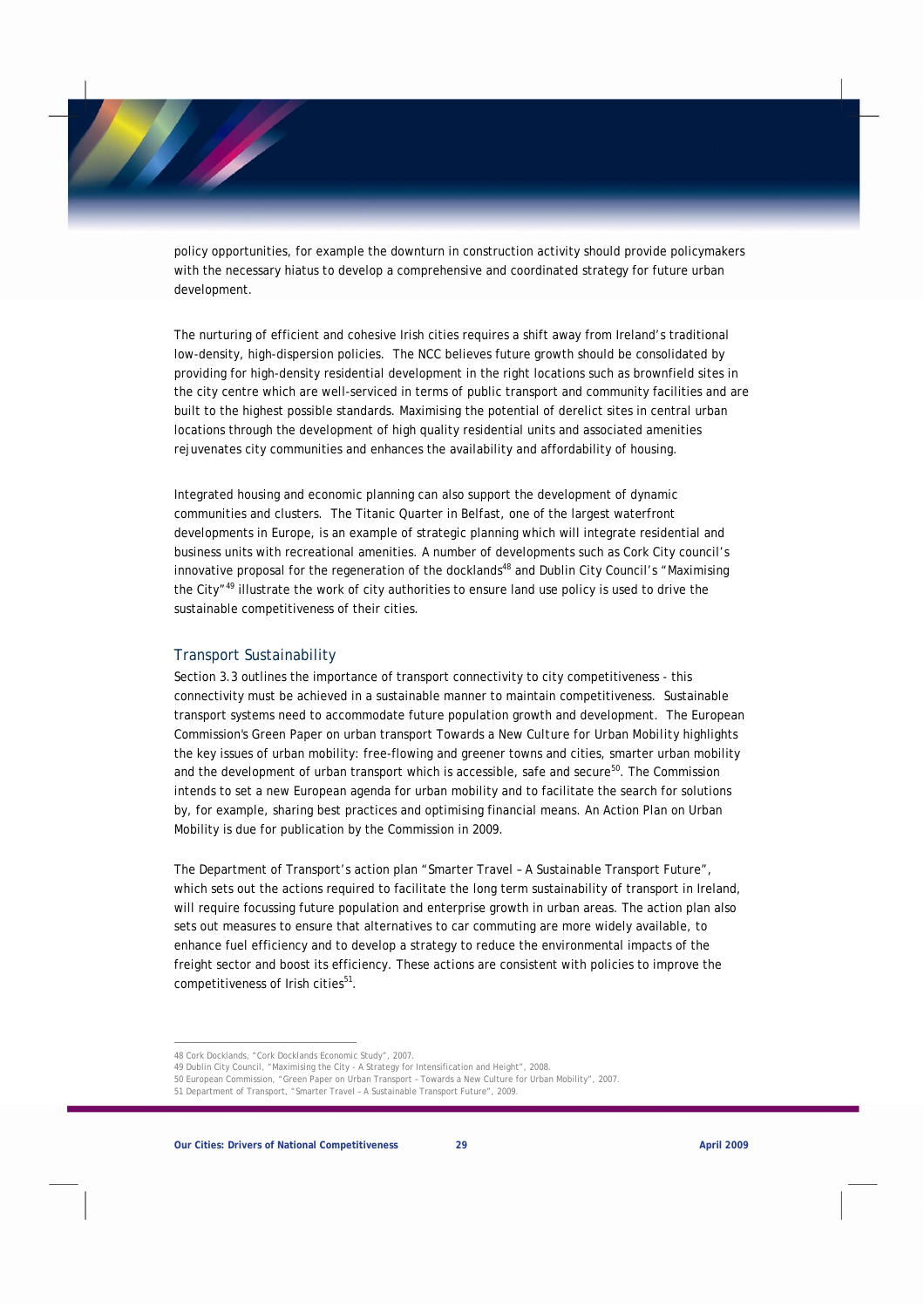policy opportunities, for example the downturn in construction activity should provide policymakers with the necessary hiatus to develop a comprehensive and coordinated strategy for future urban development.

The nurturing of efficient and cohesive Irish cities requires a shift away from Ireland's traditional low-density, high-dispersion policies. The NCC believes future growth should be consolidated by providing for high-density residential development in the right locations such as brownfield sites in the city centre which are well-serviced in terms of public transport and community facilities and are built to the highest possible standards. Maximising the potential of derelict sites in central urban locations through the development of high quality residential units and associated amenities rejuvenates city communities and enhances the availability and affordability of housing.

Integrated housing and economic planning can also support the development of dynamic communities and clusters. The Titanic Quarter in Belfast, one of the largest waterfront developments in Europe, is an example of strategic planning which will integrate residential and business units with recreational amenities. A number of developments such as Cork City council's innovative proposal for the regeneration of the docklands[48] and Dublin City Council's "Maximising the City"[49] illustrate the work of city authorities to ensure land use policy is used to drive the sustainable competitiveness of their cities.

## Transport Sustainability

Section 3.3 outlines the importance of transport connectivity to city competitiveness - this connectivity must be achieved in a sustainable manner to maintain competitiveness. Sustainable transport systems need to accommodate future population growth and development. The European Commission's Green Paper on urban transport Towards a New Culture for Urban Mobility highlights the key issues of urban mobility: free-flowing and greener towns and cities, smarter urban mobility and the development of urban transport which is accessible, safe and secure[50]. The Commission intends to set a new European agenda for urban mobility and to facilitate the search for solutions by, for example, sharing best practices and optimising financial means. An Action Plan on Urban Mobility is due for publication by the Commission in 2009.

The Department of Transport's action plan "Smarter Travel – A Sustainable Transport Future", which sets out the actions required to facilitate the long term sustainability of transport in Ireland, will require focussing future population and enterprise growth in urban areas. The action plan also sets out measures to ensure that alternatives to car commuting are more widely available, to enhance fuel efficiency and to develop a strategy to reduce the environmental impacts of the freight sector and boost its efficiency. These actions are consistent with policies to improve the competitiveness of Irish cities[51].

---

48 Cork Docklands, "Cork Docklands Economic Study", 2007.
49 Dublin City Council, "Maximising the City - A Strategy for Intensification and Height", 2008.
50 European Commission, "Green Paper on Urban Transport – Towards a New Culture for Urban Mobility", 2007.
51 Department of Transport, "Smarter Travel – A Sustainable Transport Future", 2009.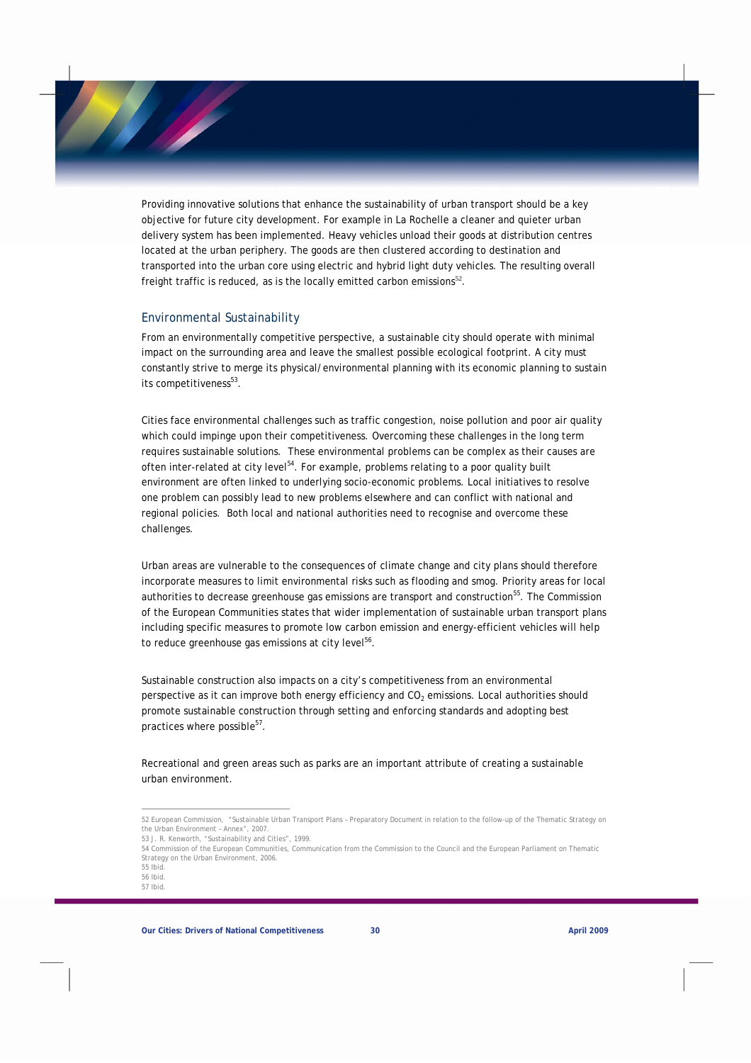Providing innovative solutions that enhance the sustainability of urban transport should be a key objective for future city development. For example in La Rochelle a cleaner and quieter urban delivery system has been implemented. Heavy vehicles unload their goods at distribution centres located at the urban periphery. The goods are then clustered according to destination and transported into the urban core using electric and hybrid light duty vehicles. The resulting overall freight traffic is reduced, as is the locally emitted carbon emissions[52].

## Environmental Sustainability

From an environmentally competitive perspective, a sustainable city should operate with minimal impact on the surrounding area and leave the smallest possible ecological footprint. A city must constantly strive to merge its physical/environmental planning with its economic planning to sustain its competitiveness[53].

Cities face environmental challenges such as traffic congestion, noise pollution and poor air quality which could impinge upon their competitiveness. Overcoming these challenges in the long term requires sustainable solutions. These environmental problems can be complex as their causes are often inter-related at city level[54]. For example, problems relating to a poor quality built environment are often linked to underlying socio-economic problems. Local initiatives to resolve one problem can possibly lead to new problems elsewhere and can conflict with national and regional policies. Both local and national authorities need to recognise and overcome these challenges.

Urban areas are vulnerable to the consequences of climate change and city plans should therefore incorporate measures to limit environmental risks such as flooding and smog. Priority areas for local authorities to decrease greenhouse gas emissions are transport and construction[55]. The Commission of the European Communities states that wider implementation of sustainable urban transport plans including specific measures to promote low carbon emission and energy-efficient vehicles will help to reduce greenhouse gas emissions at city level[56].

Sustainable construction also impacts on a city's competitiveness from an environmental perspective as it can improve both energy efficiency and $CO_2$ emissions. Local authorities should promote sustainable construction through setting and enforcing standards and adopting best practices where possible[57].

Recreational and green areas such as parks are an important attribute of creating a sustainable urban environment.

---

52 European Commission, "Sustainable Urban Transport Plans – Preparatory Document in relation to the follow-up of the Thematic Strategy on the Urban Environment – Annex", 2007.

53 J. R. Kenworth, "Sustainability and Cities", 1999.

54 Commission of the European Communities, Communication from the Commission to the Council and the European Parliament on Thematic Strategy on the Urban Environment, 2006.

55 Ibid.

56 Ibid.

57 Ibid.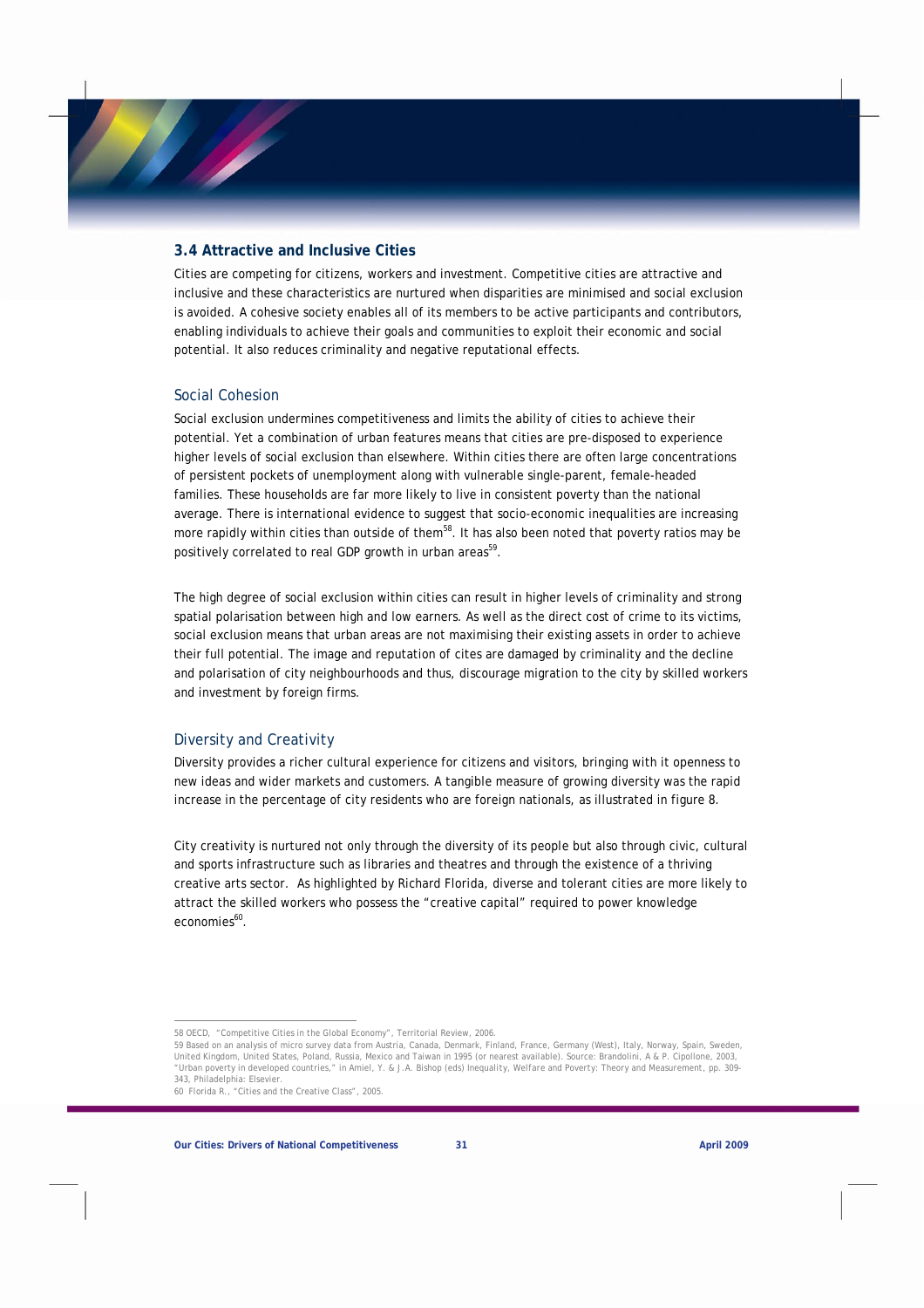## 3.4 Attractive and Inclusive Cities

Cities are competing for citizens, workers and investment. Competitive cities are attractive and inclusive and these characteristics are nurtured when disparities are minimised and social exclusion is avoided. A cohesive society enables all of its members to be active participants and contributors, enabling individuals to achieve their goals and communities to exploit their economic and social potential. It also reduces criminality and negative reputational effects.

### Social Cohesion

Social exclusion undermines competitiveness and limits the ability of cities to achieve their potential. Yet a combination of urban features means that cities are pre-disposed to experience higher levels of social exclusion than elsewhere. Within cities there are often large concentrations of persistent pockets of unemployment along with vulnerable single-parent, female-headed families. These households are far more likely to live in consistent poverty than the national average. There is international evidence to suggest that socio-economic inequalities are increasing more rapidly within cities than outside of them[58]. It has also been noted that poverty ratios may be positively correlated to real GDP growth in urban areas[59].

The high degree of social exclusion within cities can result in higher levels of criminality and strong spatial polarisation between high and low earners. As well as the direct cost of crime to its victims, social exclusion means that urban areas are not maximising their existing assets in order to achieve their full potential. The image and reputation of cites are damaged by criminality and the decline and polarisation of city neighbourhoods and thus, discourage migration to the city by skilled workers and investment by foreign firms.

### Diversity and Creativity

Diversity provides a richer cultural experience for citizens and visitors, bringing with it openness to new ideas and wider markets and customers. A tangible measure of growing diversity was the rapid increase in the percentage of city residents who are foreign nationals, as illustrated in figure 8.

City creativity is nurtured not only through the diversity of its people but also through civic, cultural and sports infrastructure such as libraries and theatres and through the existence of a thriving creative arts sector. As highlighted by Richard Florida, diverse and tolerant cities are more likely to attract the skilled workers who possess the "creative capital" required to power knowledge economies[60].

---

58 OECD, "Competitive Cities in the Global Economy", Territorial Review, 2006.

59 Based on an analysis of micro survey data from Austria, Canada, Denmark, Finland, France, Germany (West), Italy, Norway, Spain, Sweden, United Kingdom, United States, Poland, Russia, Mexico and Taiwan in 1995 (or nearest available). Source: Brandolini, A & P. Cipollone, 2003, "Urban poverty in developed countries," in Amiel, Y. & J.A. Bishop (eds) Inequality, Welfare and Poverty: Theory and Measurement, pp. 309-343, Philadelphia: Elsevier.

60 Florida R., "Cities and the Creative Class", 2005.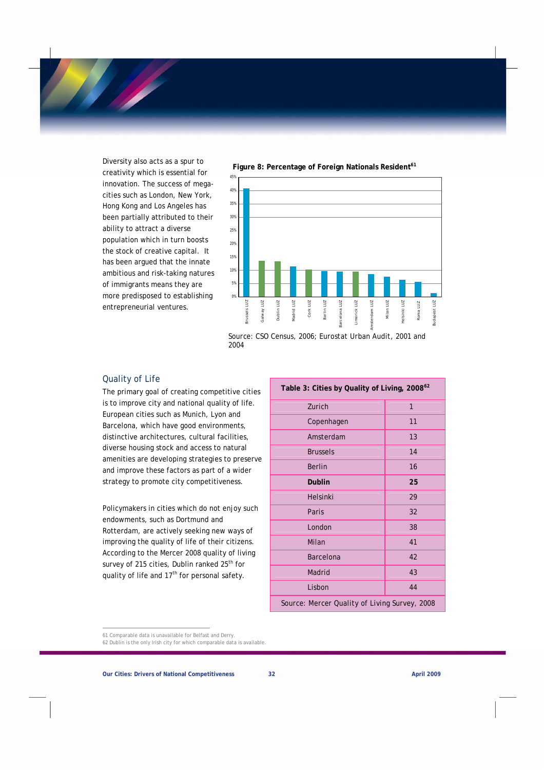Diversity also acts as a spur to creativity which is essential for innovation. The success of mega-cities such as London, New York, Hong Kong and Los Angeles has been partially attributed to their ability to attract a diverse population which in turn boosts the stock of creative capital. It has been argued that the innate ambitious and risk-taking natures of immigrants means they are more predisposed to establishing entrepreneurial ventures.

**Figure 8: Percentage of Foreign Nationals Resident[61]**

Source: CSO Census, 2006; Eurostat Urban Audit, 2001 and 2004

## Quality of Life

The primary goal of creating competitive cities is to improve city and national quality of life. European cities such as Munich, Lyon and Barcelona, which have good environments, distinctive architectures, cultural facilities, diverse housing stock and access to natural amenities are developing strategies to preserve and improve these factors as part of a wider strategy to promote city competitiveness.

Policymakers in cities which do not enjoy such endowments, such as Dortmund and Rotterdam, are actively seeking new ways of improving the quality of life of their citizens. According to the Mercer 2008 quality of living survey of 215 cities, Dublin ranked 25th for quality of life and 17th for personal safety.

**Table 3: Cities by Quality of Living, 2008[62]**

| City | Rank |
|---|---|
| Zurich | 1 |
| Copenhagen | 11 |
| Amsterdam | 13 |
| Brussels | 14 |
| Berlin | 16 |
| **Dublin** | **25** |
| Helsinki | 29 |
| Paris | 32 |
| London | 38 |
| Milan | 41 |
| Barcelona | 42 |
| Madrid | 43 |
| Lisbon | 44 |

Source: Mercer Quality of Living Survey, 2008

61 Comparable data is unavailable for Belfast and Derry.

62 Dublin is the only Irish city for which comparable data is available.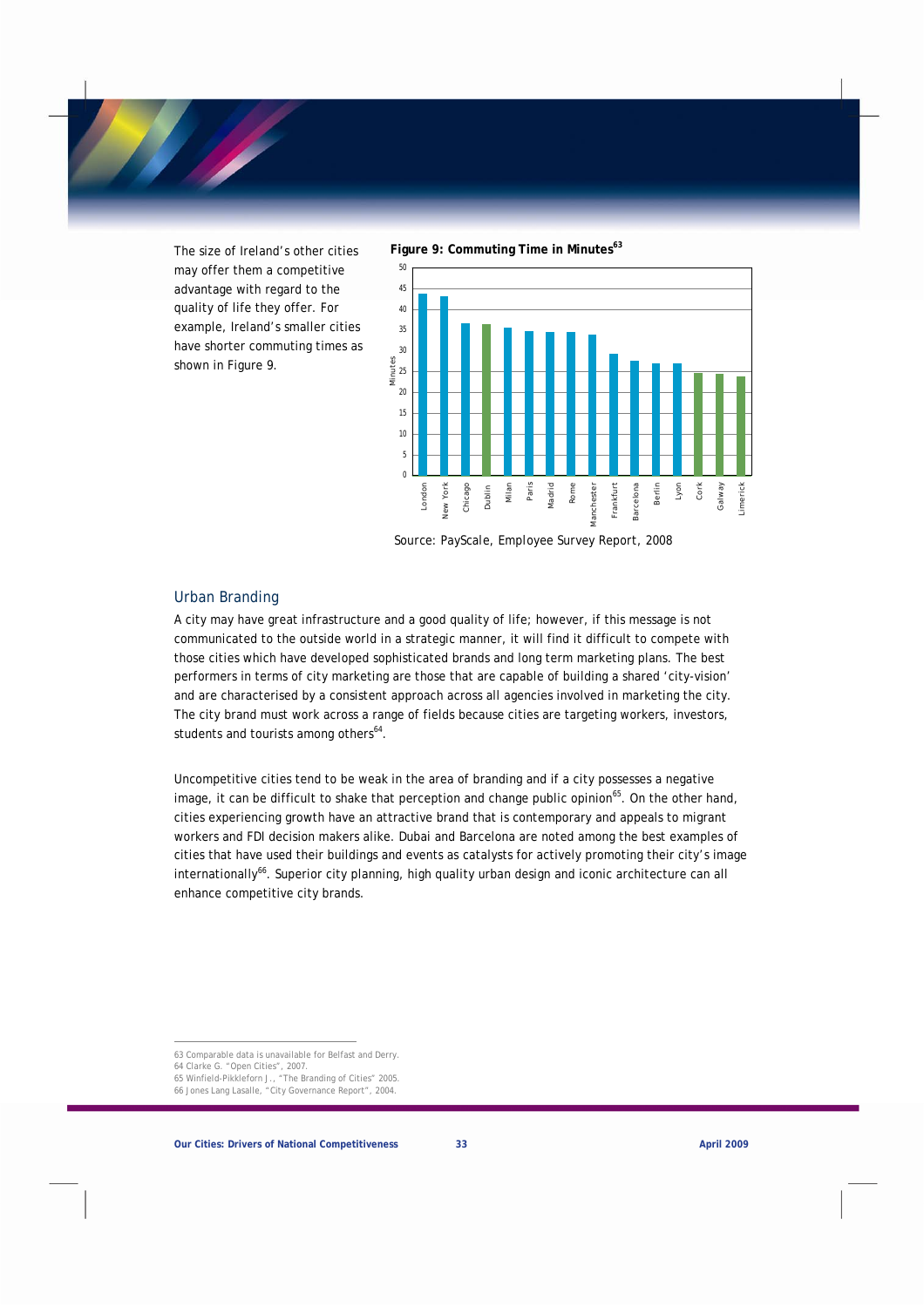The size of Ireland's other cities may offer them a competitive advantage with regard to the quality of life they offer. For example, Ireland's smaller cities have shorter commuting times as shown in Figure 9.

**Figure 9: Commuting Time in Minutes**[63]

Source: PayScale, Employee Survey Report, 2008

## Urban Branding

A city may have great infrastructure and a good quality of life; however, if this message is not communicated to the outside world in a strategic manner, it will find it difficult to compete with those cities which have developed sophisticated brands and long term marketing plans. The best performers in terms of city marketing are those that are capable of building a shared 'city-vision' and are characterised by a consistent approach across all agencies involved in marketing the city. The city brand must work across a range of fields because cities are targeting workers, investors, students and tourists among others[64].

Uncompetitive cities tend to be weak in the area of branding and if a city possesses a negative image, it can be difficult to shake that perception and change public opinion[65]. On the other hand, cities experiencing growth have an attractive brand that is contemporary and appeals to migrant workers and FDI decision makers alike. Dubai and Barcelona are noted among the best examples of cities that have used their buildings and events as catalysts for actively promoting their city's image internationally[66]. Superior city planning, high quality urban design and iconic architecture can all enhance competitive city brands.

---

63 Comparable data is unavailable for Belfast and Derry.
64 Clarke G. "Open Cities", 2007.
65 Winfield-Pikkleforn J., "The Branding of Cities" 2005.
66 Jones Lang Lasalle, "City Governance Report", 2004.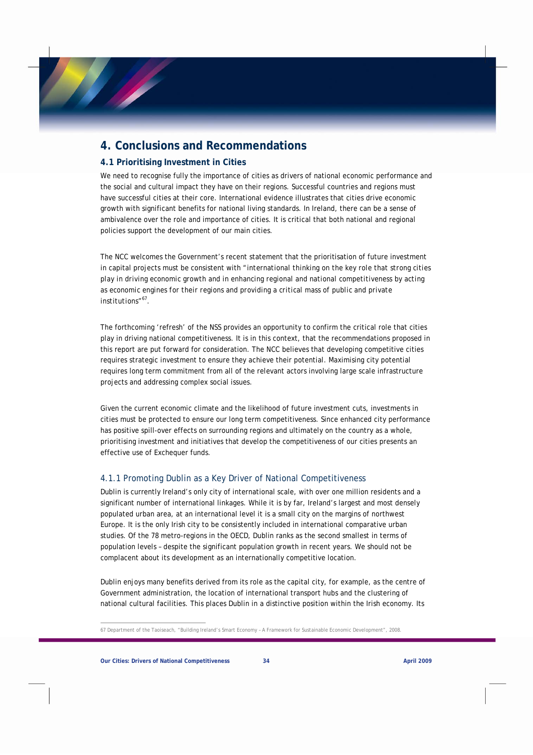# 4. Conclusions and Recommendations

## 4.1 Prioritising Investment in Cities

We need to recognise fully the importance of cities as drivers of national economic performance and the social and cultural impact they have on their regions. Successful countries and regions must have successful cities at their core. International evidence illustrates that cities drive economic growth with significant benefits for national living standards. In Ireland, there can be a sense of ambivalence over the role and importance of cities. It is critical that both national and regional policies support the development of our main cities.

The NCC welcomes the Government's recent statement that the prioritisation of future investment in capital projects must be consistent with "international thinking on the key role that strong cities play in driving economic growth and in enhancing regional and national competitiveness by acting as economic engines for their regions and providing a critical mass of public and private institutions"[67].

The forthcoming 'refresh' of the NSS provides an opportunity to confirm the critical role that cities play in driving national competitiveness. It is in this context, that the recommendations proposed in this report are put forward for consideration. The NCC believes that developing competitive cities requires strategic investment to ensure they achieve their potential. Maximising city potential requires long term commitment from all of the relevant actors involving large scale infrastructure projects and addressing complex social issues.

Given the current economic climate and the likelihood of future investment cuts, investments in cities must be protected to ensure our long term competitiveness. Since enhanced city performance has positive spill-over effects on surrounding regions and ultimately on the country as a whole, prioritising investment and initiatives that develop the competitiveness of our cities presents an effective use of Exchequer funds.

### 4.1.1 Promoting Dublin as a Key Driver of National Competitiveness

Dublin is currently Ireland's only city of international scale, with over one million residents and a significant number of international linkages. While it is by far, Ireland's largest and most densely populated urban area, at an international level it is a small city on the margins of northwest Europe. It is the only Irish city to be consistently included in international comparative urban studies. Of the 78 metro-regions in the OECD, Dublin ranks as the second smallest in terms of population levels – despite the significant population growth in recent years. We should not be complacent about its development as an internationally competitive location.

Dublin enjoys many benefits derived from its role as the capital city, for example, as the centre of Government administration, the location of international transport hubs and the clustering of national cultural facilities. This places Dublin in a distinctive position within the Irish economy. Its

67 Department of the Taoiseach, "Building Ireland's Smart Economy – A Framework for Sustainable Economic Development", 2008.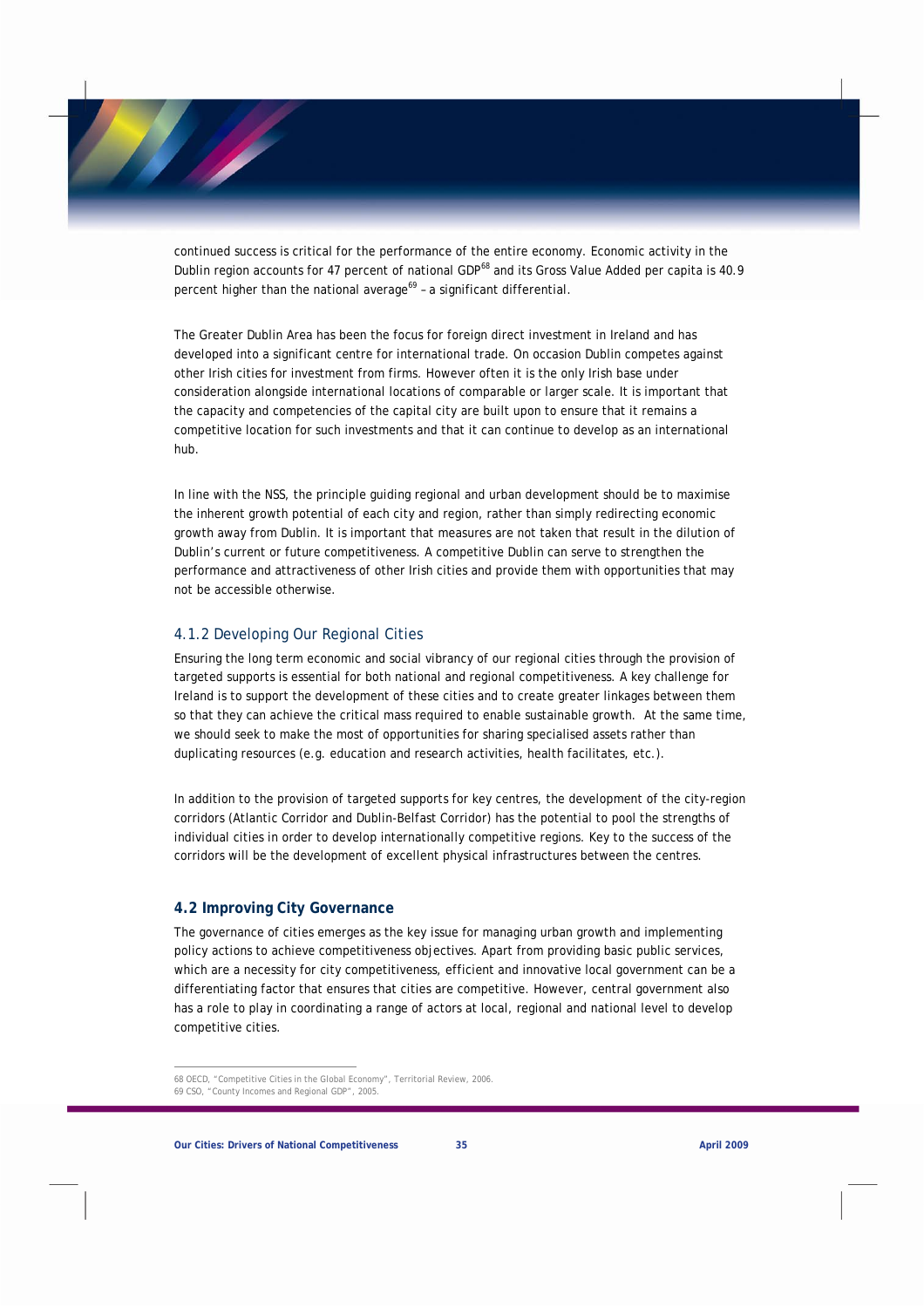continued success is critical for the performance of the entire economy. Economic activity in the Dublin region accounts for 47 percent of national GDP[68] and its Gross Value Added per capita is 40.9 percent higher than the national average[69] – a significant differential.

The Greater Dublin Area has been the focus for foreign direct investment in Ireland and has developed into a significant centre for international trade. On occasion Dublin competes against other Irish cities for investment from firms. However often it is the only Irish base under consideration alongside international locations of comparable or larger scale. It is important that the capacity and competencies of the capital city are built upon to ensure that it remains a competitive location for such investments and that it can continue to develop as an international hub.

In line with the NSS, the principle guiding regional and urban development should be to maximise the inherent growth potential of each city and region, rather than simply redirecting economic growth away from Dublin. It is important that measures are not taken that result in the dilution of Dublin's current or future competitiveness. A competitive Dublin can serve to strengthen the performance and attractiveness of other Irish cities and provide them with opportunities that may not be accessible otherwise.

### 4.1.2 Developing Our Regional Cities

Ensuring the long term economic and social vibrancy of our regional cities through the provision of targeted supports is essential for both national and regional competitiveness. A key challenge for Ireland is to support the development of these cities and to create greater linkages between them so that they can achieve the critical mass required to enable sustainable growth. At the same time, we should seek to make the most of opportunities for sharing specialised assets rather than duplicating resources (e.g. education and research activities, health facilitates, etc.).

In addition to the provision of targeted supports for key centres, the development of the city-region corridors (Atlantic Corridor and Dublin-Belfast Corridor) has the potential to pool the strengths of individual cities in order to develop internationally competitive regions. Key to the success of the corridors will be the development of excellent physical infrastructures between the centres.

## 4.2 Improving City Governance

The governance of cities emerges as the key issue for managing urban growth and implementing policy actions to achieve competitiveness objectives. Apart from providing basic public services, which are a necessity for city competitiveness, efficient and innovative local government can be a differentiating factor that ensures that cities are competitive. However, central government also has a role to play in coordinating a range of actors at local, regional and national level to develop competitive cities.

---

68 OECD, "Competitive Cities in the Global Economy", Territorial Review, 2006.
69 CSO, "County Incomes and Regional GDP", 2005.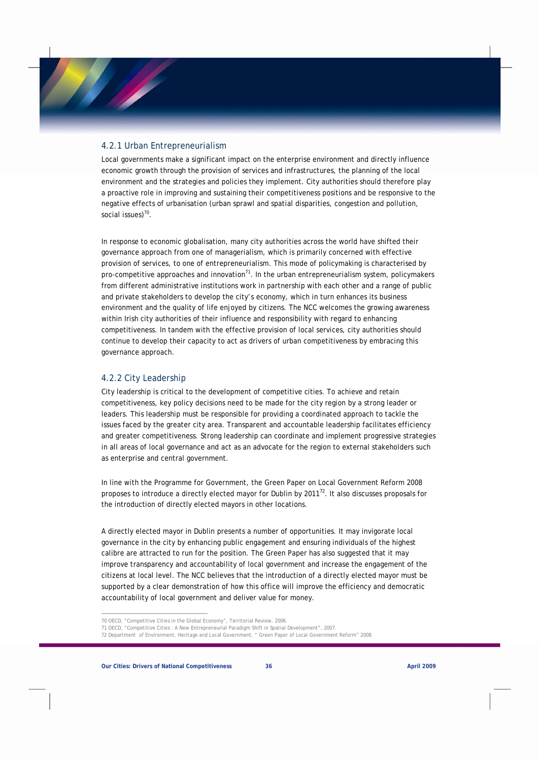### 4.2.1 Urban Entrepreneurialism

Local governments make a significant impact on the enterprise environment and directly influence economic growth through the provision of services and infrastructures, the planning of the local environment and the strategies and policies they implement. City authorities should therefore play a proactive role in improving and sustaining their competitiveness positions and be responsive to the negative effects of urbanisation (urban sprawl and spatial disparities, congestion and pollution, social issues)[70].

In response to economic globalisation, many city authorities across the world have shifted their governance approach from one of managerialism, which is primarily concerned with effective provision of services, to one of entrepreneurialism. This mode of policymaking is characterised by pro-competitive approaches and innovation[71]. In the urban entrepreneurialism system, policymakers from different administrative institutions work in partnership with each other and a range of public and private stakeholders to develop the city's economy, which in turn enhances its business environment and the quality of life enjoyed by citizens. The NCC welcomes the growing awareness within Irish city authorities of their influence and responsibility with regard to enhancing competitiveness. In tandem with the effective provision of local services, city authorities should continue to develop their capacity to act as drivers of urban competitiveness by embracing this governance approach.

### 4.2.2 City Leadership

City leadership is critical to the development of competitive cities. To achieve and retain competitiveness, key policy decisions need to be made for the city region by a strong leader or leaders. This leadership must be responsible for providing a coordinated approach to tackle the issues faced by the greater city area. Transparent and accountable leadership facilitates efficiency and greater competitiveness. Strong leadership can coordinate and implement progressive strategies in all areas of local governance and act as an advocate for the region to external stakeholders such as enterprise and central government.

In line with the Programme for Government, the Green Paper on Local Government Reform 2008 proposes to introduce a directly elected mayor for Dublin by 2011[72]. It also discusses proposals for the introduction of directly elected mayors in other locations.

A directly elected mayor in Dublin presents a number of opportunities. It may invigorate local governance in the city by enhancing public engagement and ensuring individuals of the highest calibre are attracted to run for the position. The Green Paper has also suggested that it may improve transparency and accountability of local government and increase the engagement of the citizens at local level. The NCC believes that the introduction of a directly elected mayor must be supported by a clear demonstration of how this office will improve the efficiency and democratic accountability of local government and deliver value for money.

---

70 OECD, "Competitive Cities in the Global Economy", Territorial Review, 2006.

71 OECD, "Competitive Cities : A New Entrepreneurial Paradigm Shift in Spatial Development", 2007.

72 Department of Environment, Heritage and Local Government, " Green Paper of Local Government Reform" 2008.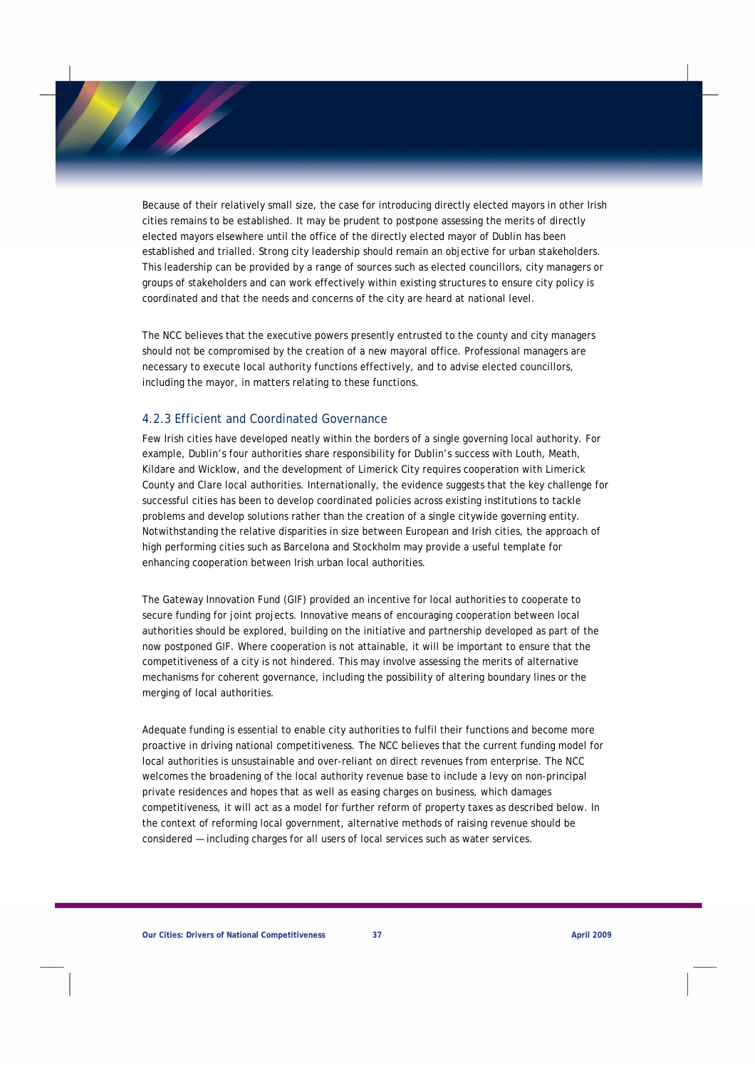Because of their relatively small size, the case for introducing directly elected mayors in other Irish cities remains to be established. It may be prudent to postpone assessing the merits of directly elected mayors elsewhere until the office of the directly elected mayor of Dublin has been established and trialled. Strong city leadership should remain an objective for urban stakeholders. This leadership can be provided by a range of sources such as elected councillors, city managers or groups of stakeholders and can work effectively within existing structures to ensure city policy is coordinated and that the needs and concerns of the city are heard at national level.

The NCC believes that the executive powers presently entrusted to the county and city managers should not be compromised by the creation of a new mayoral office. Professional managers are necessary to execute local authority functions effectively, and to advise elected councillors, including the mayor, in matters relating to these functions.

### 4.2.3 Efficient and Coordinated Governance

Few Irish cities have developed neatly within the borders of a single governing local authority. For example, Dublin's four authorities share responsibility for Dublin's success with Louth, Meath, Kildare and Wicklow, and the development of Limerick City requires cooperation with Limerick County and Clare local authorities. Internationally, the evidence suggests that the key challenge for successful cities has been to develop coordinated policies across existing institutions to tackle problems and develop solutions rather than the creation of a single citywide governing entity. Notwithstanding the relative disparities in size between European and Irish cities, the approach of high performing cities such as Barcelona and Stockholm may provide a useful template for enhancing cooperation between Irish urban local authorities.

The Gateway Innovation Fund (GIF) provided an incentive for local authorities to cooperate to secure funding for joint projects. Innovative means of encouraging cooperation between local authorities should be explored, building on the initiative and partnership developed as part of the now postponed GIF. Where cooperation is not attainable, it will be important to ensure that the competitiveness of a city is not hindered. This may involve assessing the merits of alternative mechanisms for coherent governance, including the possibility of altering boundary lines or the merging of local authorities.

Adequate funding is essential to enable city authorities to fulfil their functions and become more proactive in driving national competitiveness. The NCC believes that the current funding model for local authorities is unsustainable and over-reliant on direct revenues from enterprise. The NCC welcomes the broadening of the local authority revenue base to include a levy on non-principal private residences and hopes that as well as easing charges on business, which damages competitiveness, it will act as a model for further reform of property taxes as described below. In the context of reforming local government, alternative methods of raising revenue should be considered — including charges for all users of local services such as water services.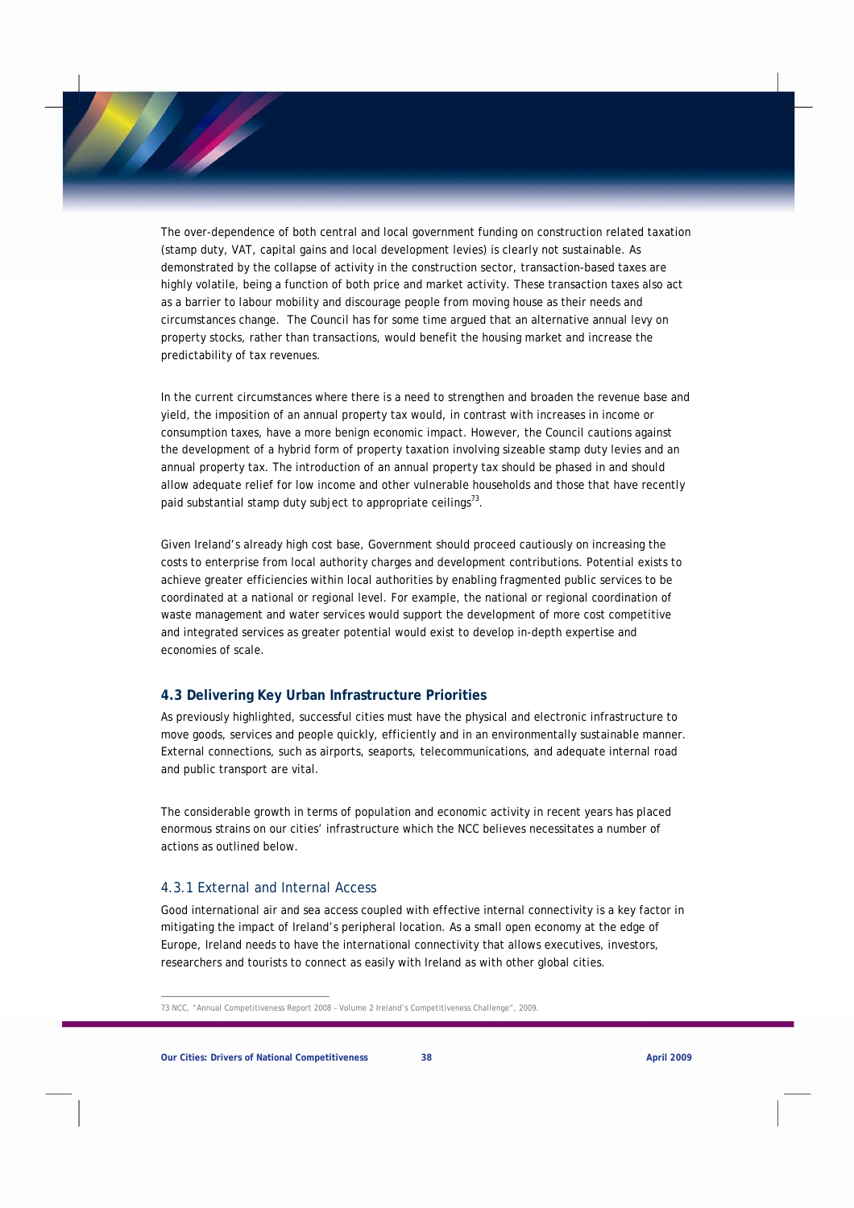The over-dependence of both central and local government funding on construction related taxation (stamp duty, VAT, capital gains and local development levies) is clearly not sustainable. As demonstrated by the collapse of activity in the construction sector, transaction-based taxes are highly volatile, being a function of both price and market activity. These transaction taxes also act as a barrier to labour mobility and discourage people from moving house as their needs and circumstances change. The Council has for some time argued that an alternative annual levy on property stocks, rather than transactions, would benefit the housing market and increase the predictability of tax revenues.

In the current circumstances where there is a need to strengthen and broaden the revenue base and yield, the imposition of an annual property tax would, in contrast with increases in income or consumption taxes, have a more benign economic impact. However, the Council cautions against the development of a hybrid form of property taxation involving sizeable stamp duty levies and an annual property tax. The introduction of an annual property tax should be phased in and should allow adequate relief for low income and other vulnerable households and those that have recently paid substantial stamp duty subject to appropriate ceilings[73].

Given Ireland's already high cost base, Government should proceed cautiously on increasing the costs to enterprise from local authority charges and development contributions. Potential exists to achieve greater efficiencies within local authorities by enabling fragmented public services to be coordinated at a national or regional level. For example, the national or regional coordination of waste management and water services would support the development of more cost competitive and integrated services as greater potential would exist to develop in-depth expertise and economies of scale.

### 4.3 Delivering Key Urban Infrastructure Priorities

As previously highlighted, successful cities must have the physical and electronic infrastructure to move goods, services and people quickly, efficiently and in an environmentally sustainable manner. External connections, such as airports, seaports, telecommunications, and adequate internal road and public transport are vital.

The considerable growth in terms of population and economic activity in recent years has placed enormous strains on our cities' infrastructure which the NCC believes necessitates a number of actions as outlined below.

#### 4.3.1 External and Internal Access

Good international air and sea access coupled with effective internal connectivity is a key factor in mitigating the impact of Ireland's peripheral location. As a small open economy at the edge of Europe, Ireland needs to have the international connectivity that allows executives, investors, researchers and tourists to connect as easily with Ireland as with other global cities.

---

73 NCC, "Annual Competitiveness Report 2008 – Volume 2 Ireland's Competitiveness Challenge", 2009.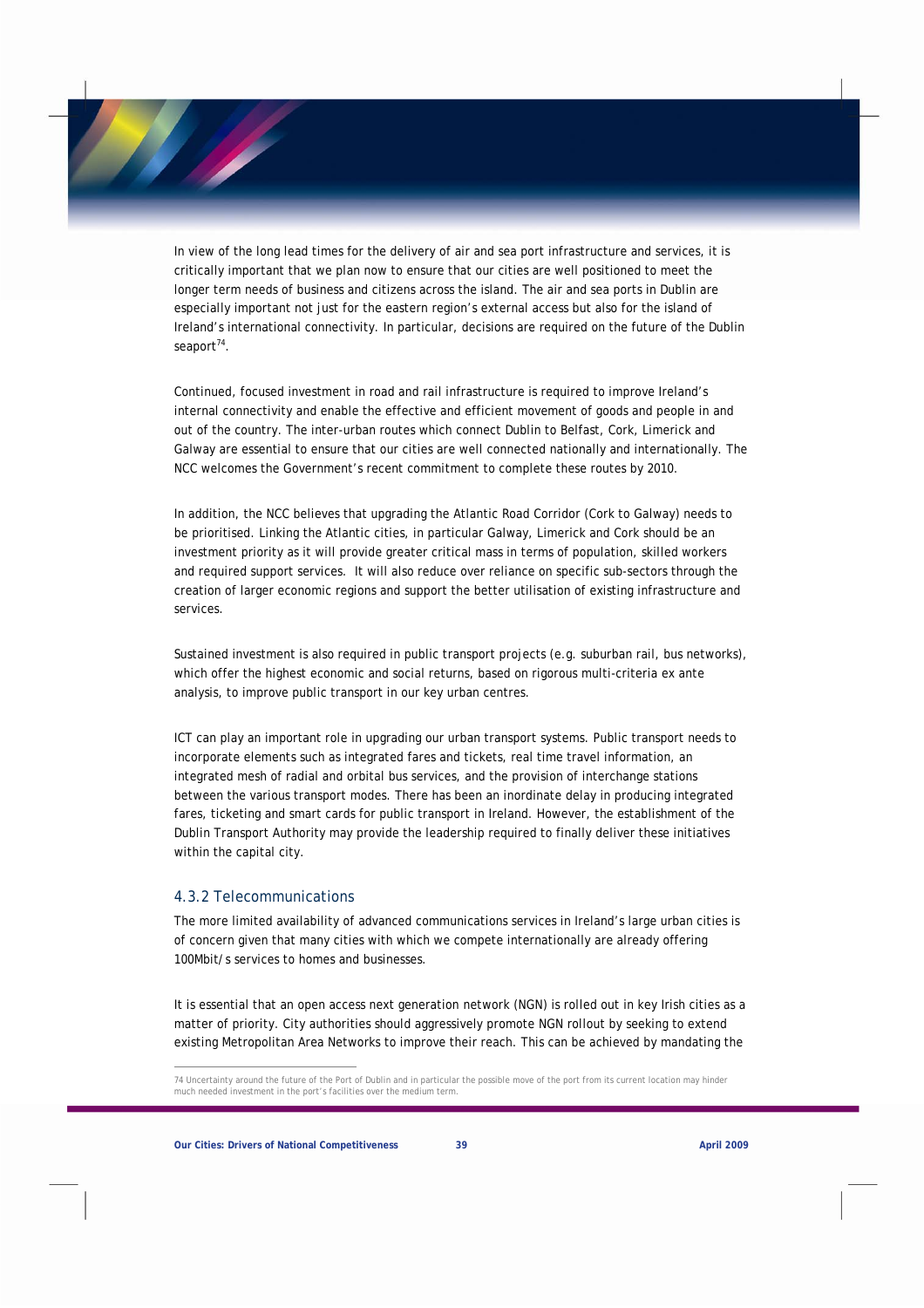In view of the long lead times for the delivery of air and sea port infrastructure and services, it is critically important that we plan now to ensure that our cities are well positioned to meet the longer term needs of business and citizens across the island. The air and sea ports in Dublin are especially important not just for the eastern region's external access but also for the island of Ireland's international connectivity. In particular, decisions are required on the future of the Dublin seaport[74].

Continued, focused investment in road and rail infrastructure is required to improve Ireland's internal connectivity and enable the effective and efficient movement of goods and people in and out of the country. The inter-urban routes which connect Dublin to Belfast, Cork, Limerick and Galway are essential to ensure that our cities are well connected nationally and internationally. The NCC welcomes the Government's recent commitment to complete these routes by 2010.

In addition, the NCC believes that upgrading the Atlantic Road Corridor (Cork to Galway) needs to be prioritised. Linking the Atlantic cities, in particular Galway, Limerick and Cork should be an investment priority as it will provide greater critical mass in terms of population, skilled workers and required support services. It will also reduce over reliance on specific sub-sectors through the creation of larger economic regions and support the better utilisation of existing infrastructure and services.

Sustained investment is also required in public transport projects (e.g. suburban rail, bus networks), which offer the highest economic and social returns, based on rigorous multi-criteria ex ante analysis, to improve public transport in our key urban centres.

ICT can play an important role in upgrading our urban transport systems. Public transport needs to incorporate elements such as integrated fares and tickets, real time travel information, an integrated mesh of radial and orbital bus services, and the provision of interchange stations between the various transport modes. There has been an inordinate delay in producing integrated fares, ticketing and smart cards for public transport in Ireland. However, the establishment of the Dublin Transport Authority may provide the leadership required to finally deliver these initiatives within the capital city.

### 4.3.2 Telecommunications

The more limited availability of advanced communications services in Ireland's large urban cities is of concern given that many cities with which we compete internationally are already offering 100Mbit/s services to homes and businesses.

It is essential that an open access next generation network (NGN) is rolled out in key Irish cities as a matter of priority. City authorities should aggressively promote NGN rollout by seeking to extend existing Metropolitan Area Networks to improve their reach. This can be achieved by mandating the

---

74 Uncertainty around the future of the Port of Dublin and in particular the possible move of the port from its current location may hinder much needed investment in the port's facilities over the medium term.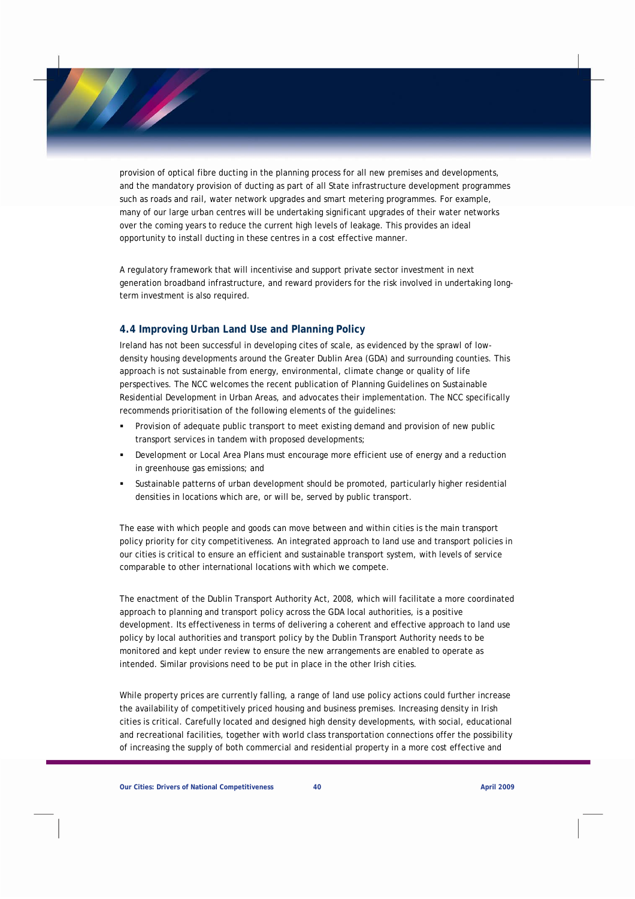provision of optical fibre ducting in the planning process for all new premises and developments, and the mandatory provision of ducting as part of all State infrastructure development programmes such as roads and rail, water network upgrades and smart metering programmes. For example, many of our large urban centres will be undertaking significant upgrades of their water networks over the coming years to reduce the current high levels of leakage. This provides an ideal opportunity to install ducting in these centres in a cost effective manner.

A regulatory framework that will incentivise and support private sector investment in next generation broadband infrastructure, and reward providers for the risk involved in undertaking long-term investment is also required.

### 4.4 Improving Urban Land Use and Planning Policy

Ireland has not been successful in developing cites of scale, as evidenced by the sprawl of low-density housing developments around the Greater Dublin Area (GDA) and surrounding counties. This approach is not sustainable from energy, environmental, climate change or quality of life perspectives. The NCC welcomes the recent publication of Planning Guidelines on Sustainable Residential Development in Urban Areas, and advocates their implementation. The NCC specifically recommends prioritisation of the following elements of the guidelines:

- Provision of adequate public transport to meet existing demand and provision of new public transport services in tandem with proposed developments;
- Development or Local Area Plans must encourage more efficient use of energy and a reduction in greenhouse gas emissions; and
- Sustainable patterns of urban development should be promoted, particularly higher residential densities in locations which are, or will be, served by public transport.

The ease with which people and goods can move between and within cities is the main transport policy priority for city competitiveness. An integrated approach to land use and transport policies in our cities is critical to ensure an efficient and sustainable transport system, with levels of service comparable to other international locations with which we compete.

The enactment of the Dublin Transport Authority Act, 2008, which will facilitate a more coordinated approach to planning and transport policy across the GDA local authorities, is a positive development. Its effectiveness in terms of delivering a coherent and effective approach to land use policy by local authorities and transport policy by the Dublin Transport Authority needs to be monitored and kept under review to ensure the new arrangements are enabled to operate as intended. Similar provisions need to be put in place in the other Irish cities.

While property prices are currently falling, a range of land use policy actions could further increase the availability of competitively priced housing and business premises. Increasing density in Irish cities is critical. Carefully located and designed high density developments, with social, educational and recreational facilities, together with world class transportation connections offer the possibility of increasing the supply of both commercial and residential property in a more cost effective and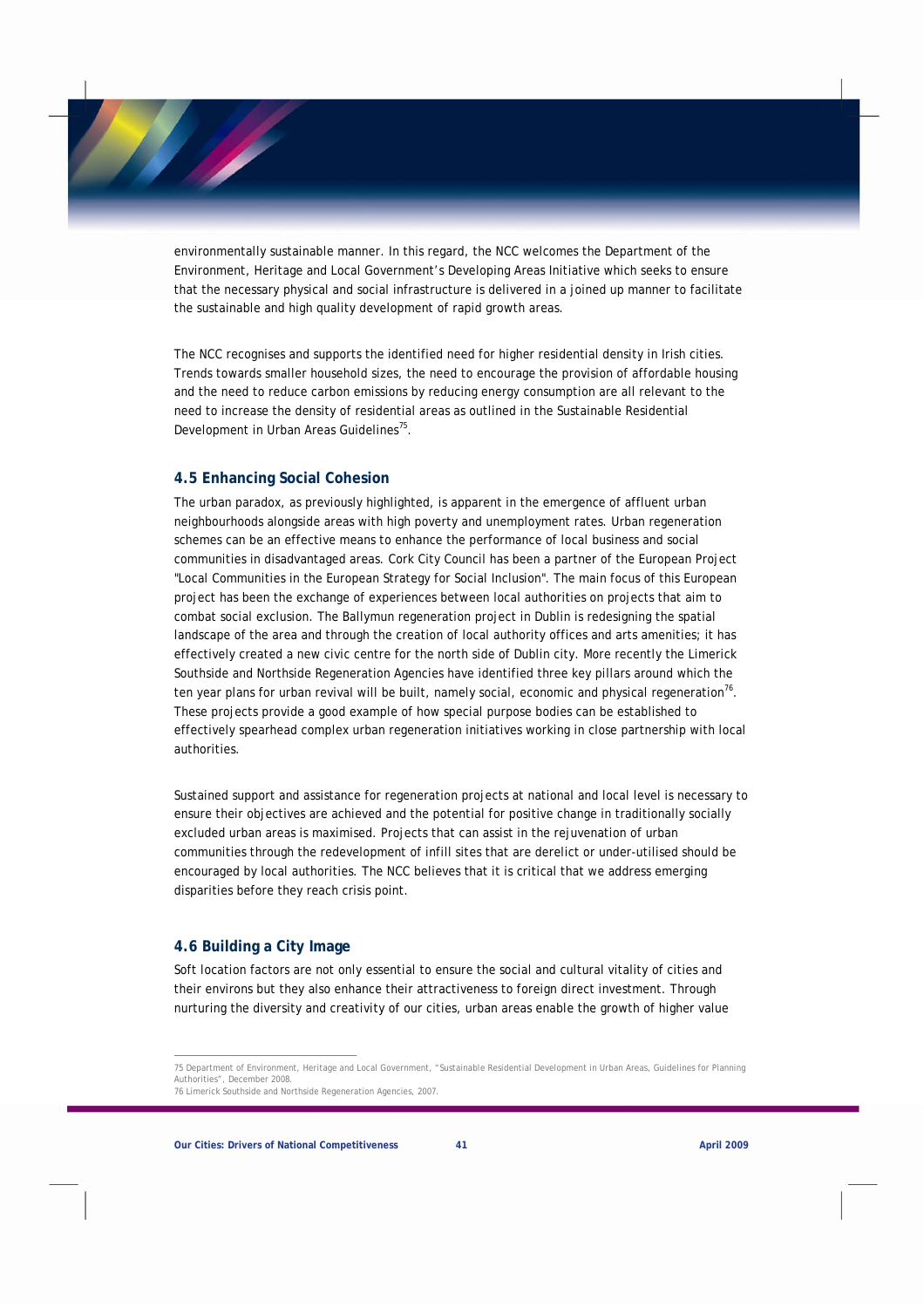environmentally sustainable manner. In this regard, the NCC welcomes the Department of the Environment, Heritage and Local Government's Developing Areas Initiative which seeks to ensure that the necessary physical and social infrastructure is delivered in a joined up manner to facilitate the sustainable and high quality development of rapid growth areas.

The NCC recognises and supports the identified need for higher residential density in Irish cities. Trends towards smaller household sizes, the need to encourage the provision of affordable housing and the need to reduce carbon emissions by reducing energy consumption are all relevant to the need to increase the density of residential areas as outlined in the Sustainable Residential Development in Urban Areas Guidelines[75].

### 4.5 Enhancing Social Cohesion

The urban paradox, as previously highlighted, is apparent in the emergence of affluent urban neighbourhoods alongside areas with high poverty and unemployment rates. Urban regeneration schemes can be an effective means to enhance the performance of local business and social communities in disadvantaged areas. Cork City Council has been a partner of the European Project "Local Communities in the European Strategy for Social Inclusion". The main focus of this European project has been the exchange of experiences between local authorities on projects that aim to combat social exclusion. The Ballymun regeneration project in Dublin is redesigning the spatial landscape of the area and through the creation of local authority offices and arts amenities; it has effectively created a new civic centre for the north side of Dublin city. More recently the Limerick Southside and Northside Regeneration Agencies have identified three key pillars around which the ten year plans for urban revival will be built, namely social, economic and physical regeneration[76]. These projects provide a good example of how special purpose bodies can be established to effectively spearhead complex urban regeneration initiatives working in close partnership with local authorities.

Sustained support and assistance for regeneration projects at national and local level is necessary to ensure their objectives are achieved and the potential for positive change in traditionally socially excluded urban areas is maximised. Projects that can assist in the rejuvenation of urban communities through the redevelopment of infill sites that are derelict or under-utilised should be encouraged by local authorities. The NCC believes that it is critical that we address emerging disparities before they reach crisis point.

### 4.6 Building a City Image

Soft location factors are not only essential to ensure the social and cultural vitality of cities and their environs but they also enhance their attractiveness to foreign direct investment. Through nurturing the diversity and creativity of our cities, urban areas enable the growth of higher value

---

75 Department of Environment, Heritage and Local Government, "Sustainable Residential Development in Urban Areas, Guidelines for Planning Authorities", December 2008.

76 Limerick Southside and Northside Regeneration Agencies, 2007.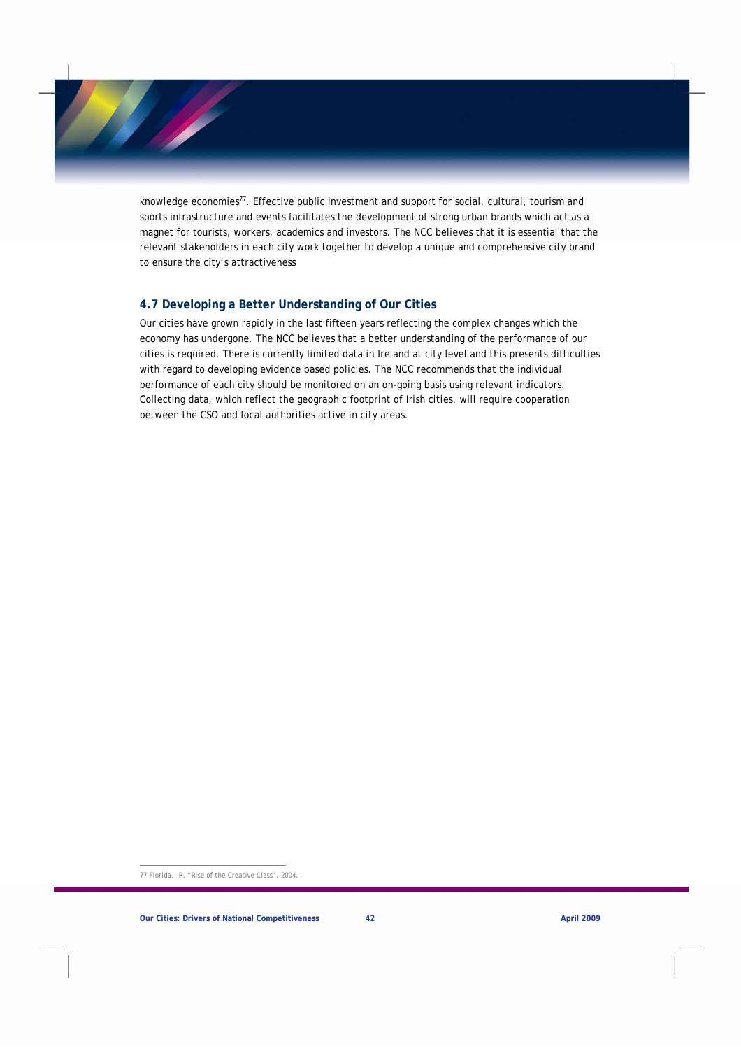knowledge economies[77]. Effective public investment and support for social, cultural, tourism and sports infrastructure and events facilitates the development of strong urban brands which act as a magnet for tourists, workers, academics and investors. The NCC believes that it is essential that the relevant stakeholders in each city work together to develop a unique and comprehensive city brand to ensure the city's attractiveness

## 4.7 Developing a Better Understanding of Our Cities

Our cities have grown rapidly in the last fifteen years reflecting the complex changes which the economy has undergone. The NCC believes that a better understanding of the performance of our cities is required. There is currently limited data in Ireland at city level and this presents difficulties with regard to developing evidence based policies. The NCC recommends that the individual performance of each city should be monitored on an on-going basis using relevant indicators. Collecting data, which reflect the geographic footprint of Irish cities, will require cooperation between the CSO and local authorities active in city areas.

---

77 Florida., R, "Rise of the Creative Class", 2004.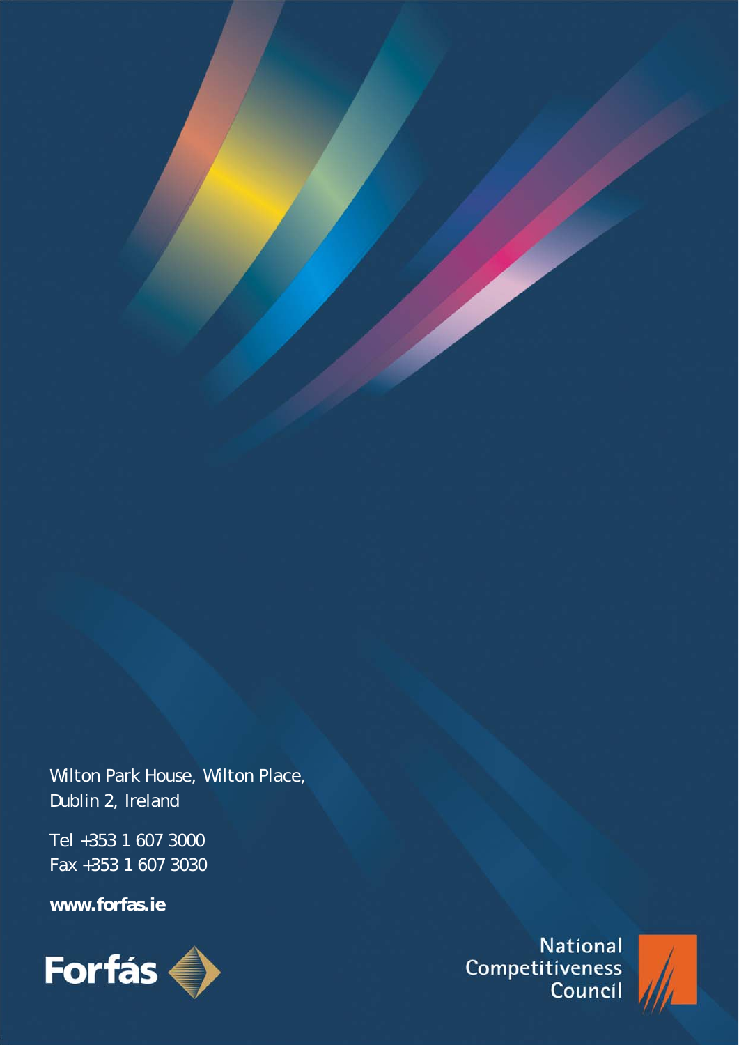Wilton Park House, Wilton Place,
Dublin 2, Ireland

Tel +353 1 607 3000
Fax +353 1 607 3030

**www.forfas.ie**

Forfás

National
Competitiveness
Council